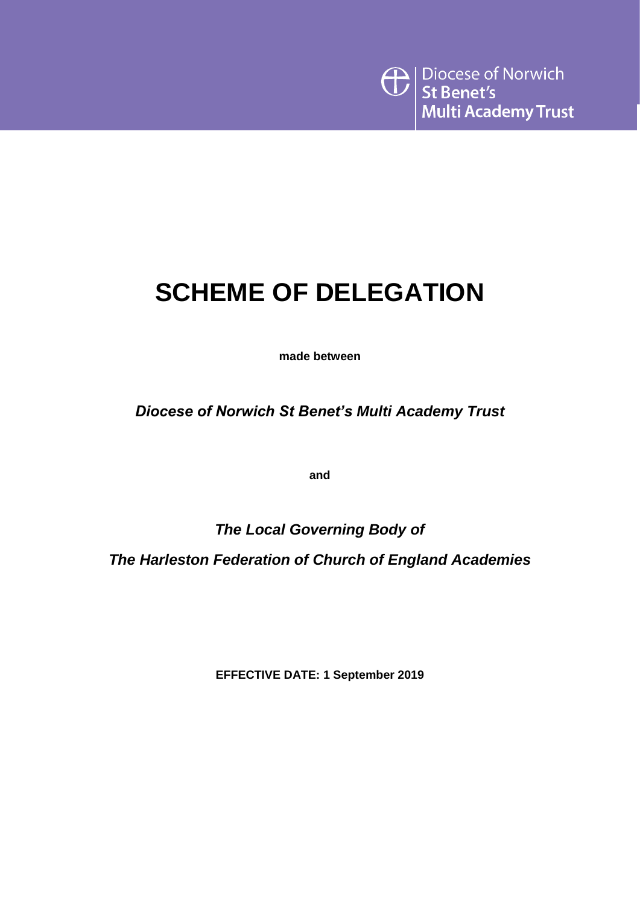Diocese of Norwich
St Benet's
Multi Academy Trust

# SCHEME OF DELEGATION

**made between**

***Diocese of Norwich St Benet's Multi Academy Trust***

**and**

***The Local Governing Body of***

***The Harleston Federation of Church of England Academies***

**EFFECTIVE DATE: 1 September 2019**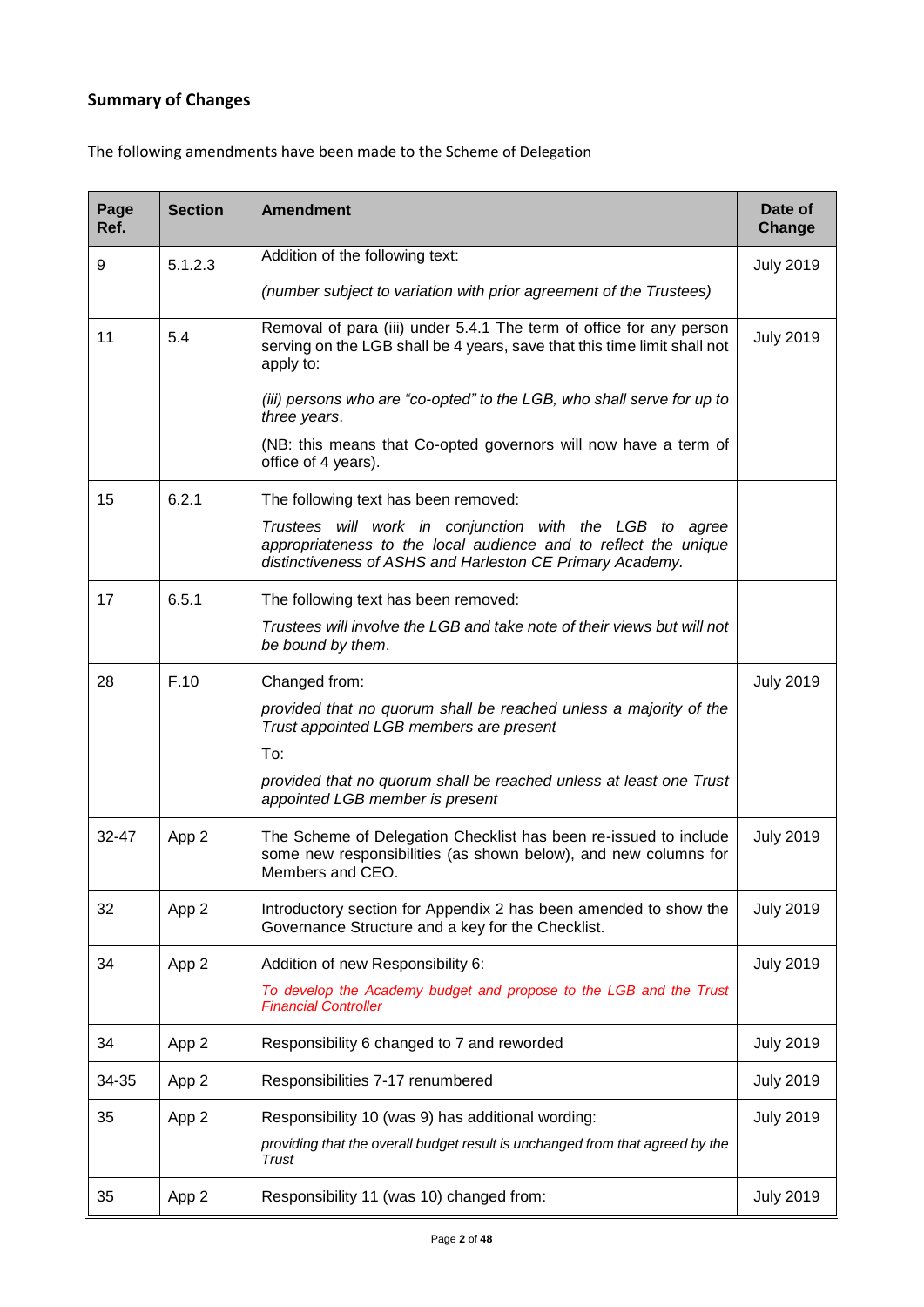## Summary of Changes

The following amendments have been made to the Scheme of Delegation

| Page Ref. | Section | Amendment | Date of Change |
|---|---|---|---|
| 9 | 5.1.2.3 | Addition of the following text:<br><br>*(number subject to variation with prior agreement of the Trustees)* | July 2019 |
| 11 | 5.4 | Removal of para (iii) under 5.4.1 The term of office for any person serving on the LGB shall be 4 years, save that this time limit shall not apply to:<br><br>*(iii) persons who are "co-opted" to the LGB, who shall serve for up to three years*.<br><br>(NB: this means that Co-opted governors will now have a term of office of 4 years). | July 2019 |
| 15 | 6.2.1 | The following text has been removed:<br><br>*Trustees will work in conjunction with the LGB to agree appropriateness to the local audience and to reflect the unique distinctiveness of ASHS and Harleston CE Primary Academy.* | |
| 17 | 6.5.1 | The following text has been removed:<br><br>*Trustees will involve the LGB and take note of their views but will not be bound by them*. | |
| 28 | F.10 | Changed from:<br><br>*provided that no quorum shall be reached unless a majority of the Trust appointed LGB members are present*<br><br>To:<br><br>*provided that no quorum shall be reached unless at least one Trust appointed LGB member is present* | July 2019 |
| 32-47 | App 2 | The Scheme of Delegation Checklist has been re-issued to include some new responsibilities (as shown below), and new columns for Members and CEO. | July 2019 |
| 32 | App 2 | Introductory section for Appendix 2 has been amended to show the Governance Structure and a key for the Checklist. | July 2019 |
| 34 | App 2 | Addition of new Responsibility 6:<br><br>*To develop the Academy budget and propose to the LGB and the Trust Financial Controller* | July 2019 |
| 34 | App 2 | Responsibility 6 changed to 7 and reworded | July 2019 |
| 34-35 | App 2 | Responsibilities 7-17 renumbered | July 2019 |
| 35 | App 2 | Responsibility 10 (was 9) has additional wording:<br><br>*providing that the overall budget result is unchanged from that agreed by the Trust* | July 2019 |
| 35 | App 2 | Responsibility 11 (was 10) changed from: | July 2019 |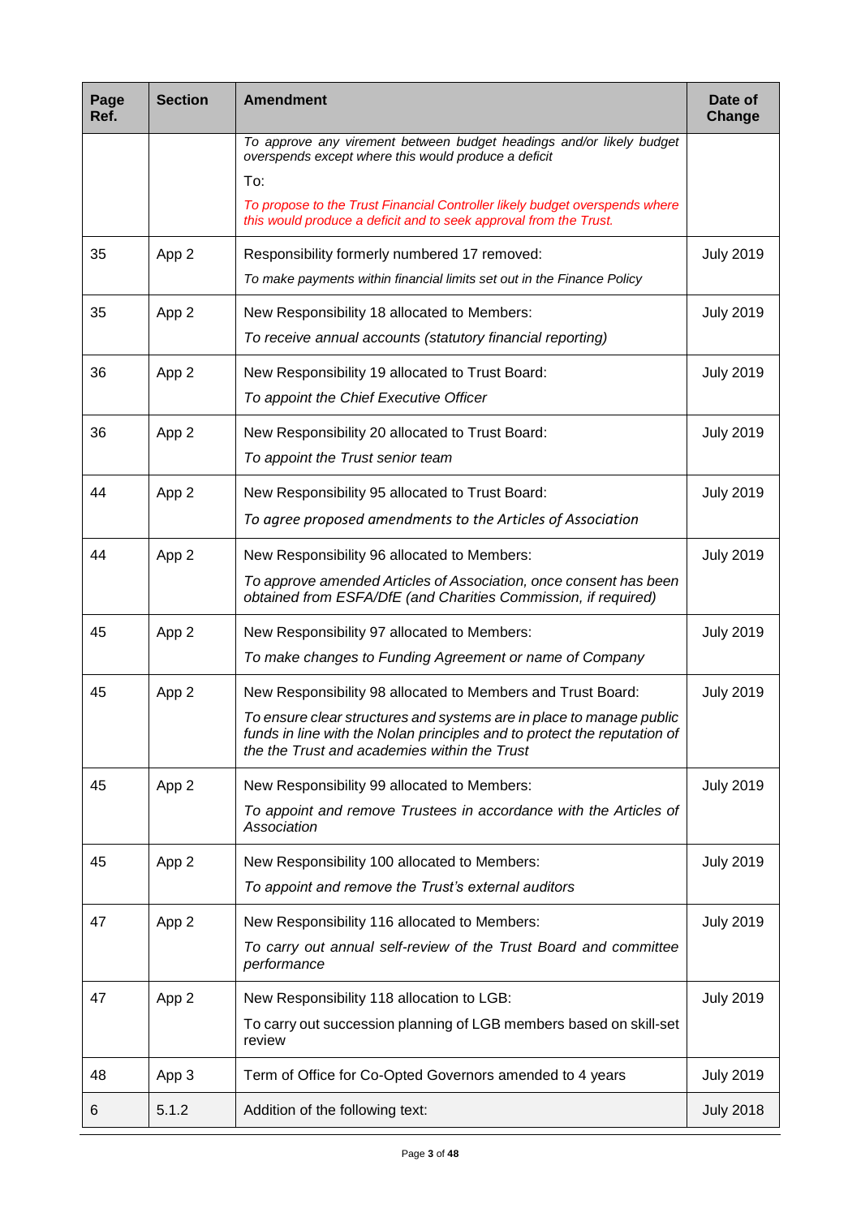| Page Ref. | Section | Amendment | Date of Change |
|---|---|---|---|
| | | *To approve any virement between budget headings and/or likely budget overspends except where this would produce a deficit*<br>To:<br>*To propose to the Trust Financial Controller likely budget overspends where this would produce a deficit and to seek approval from the Trust.* | |
| 35 | App 2 | Responsibility formerly numbered 17 removed:<br>*To make payments within financial limits set out in the Finance Policy* | July 2019 |
| 35 | App 2 | New Responsibility 18 allocated to Members:<br>*To receive annual accounts (statutory financial reporting)* | July 2019 |
| 36 | App 2 | New Responsibility 19 allocated to Trust Board:<br>*To appoint the Chief Executive Officer* | July 2019 |
| 36 | App 2 | New Responsibility 20 allocated to Trust Board:<br>*To appoint the Trust senior team* | July 2019 |
| 44 | App 2 | New Responsibility 95 allocated to Trust Board:<br>*To agree proposed amendments to the Articles of Association* | July 2019 |
| 44 | App 2 | New Responsibility 96 allocated to Members:<br>*To approve amended Articles of Association, once consent has been obtained from ESFA/DfE (and Charities Commission, if required)* | July 2019 |
| 45 | App 2 | New Responsibility 97 allocated to Members:<br>*To make changes to Funding Agreement or name of Company* | July 2019 |
| 45 | App 2 | New Responsibility 98 allocated to Members and Trust Board:<br>*To ensure clear structures and systems are in place to manage public funds in line with the Nolan principles and to protect the reputation of the the Trust and academies within the Trust* | July 2019 |
| 45 | App 2 | New Responsibility 99 allocated to Members:<br>*To appoint and remove Trustees in accordance with the Articles of Association* | July 2019 |
| 45 | App 2 | New Responsibility 100 allocated to Members:<br>*To appoint and remove the Trust's external auditors* | July 2019 |
| 47 | App 2 | New Responsibility 116 allocated to Members:<br>*To carry out annual self-review of the Trust Board and committee performance* | July 2019 |
| 47 | App 2 | New Responsibility 118 allocation to LGB:<br>To carry out succession planning of LGB members based on skill-set review | July 2019 |
| 48 | App 3 | Term of Office for Co-Opted Governors amended to 4 years | July 2019 |
| 6 | 5.1.2 | Addition of the following text: | July 2018 |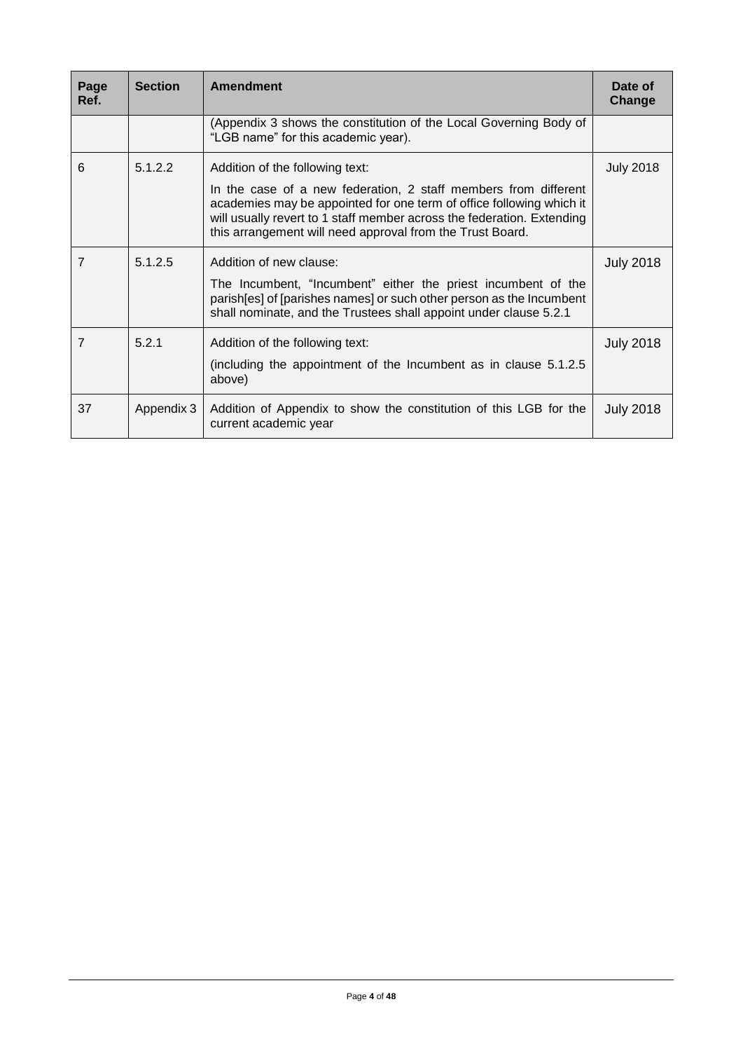| Page Ref. | Section | Amendment | Date of Change |
| --- | --- | --- | --- |
| | | (Appendix 3 shows the constitution of the Local Governing Body of "LGB name" for this academic year). | |
| 6 | 5.1.2.2 | Addition of the following text:<br><br>In the case of a new federation, 2 staff members from different academies may be appointed for one term of office following which it will usually revert to 1 staff member across the federation. Extending this arrangement will need approval from the Trust Board. | July 2018 |
| 7 | 5.1.2.5 | Addition of new clause:<br><br>The Incumbent, "Incumbent" either the priest incumbent of the parish[es] of [parishes names] or such other person as the Incumbent shall nominate, and the Trustees shall appoint under clause 5.2.1 | July 2018 |
| 7 | 5.2.1 | Addition of the following text:<br><br>(including the appointment of the Incumbent as in clause 5.1.2.5 above) | July 2018 |
| 37 | Appendix 3 | Addition of Appendix to show the constitution of this LGB for the current academic year | July 2018 |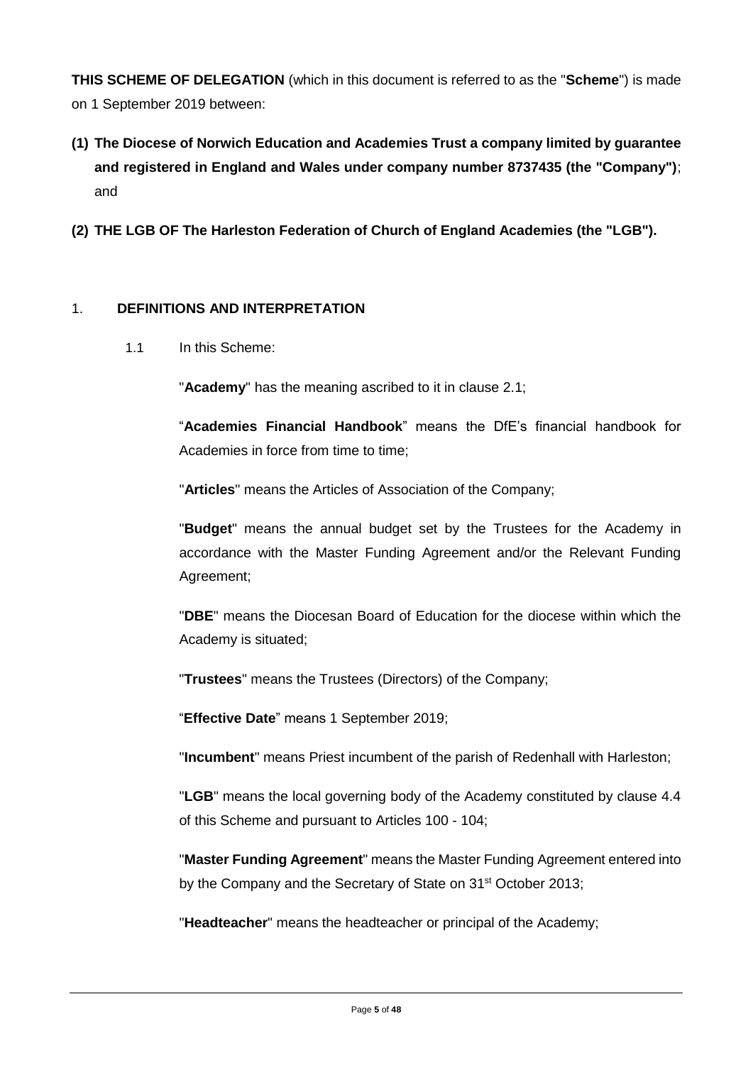**THIS SCHEME OF DELEGATION** (which in this document is referred to as the "**Scheme**") is made on 1 September 2019 between:

**(1) The Diocese of Norwich Education and Academies Trust a company limited by guarantee and registered in England and Wales under company number 8737435 (the "Company")**; and

**(2) THE LGB OF The Harleston Federation of Church of England Academies (the "LGB").**

## 1. DEFINITIONS AND INTERPRETATION

1.1 In this Scheme:

"**Academy**" has the meaning ascribed to it in clause 2.1;

"**Academies Financial Handbook**" means the DfE's financial handbook for Academies in force from time to time;

"**Articles**" means the Articles of Association of the Company;

"**Budget**" means the annual budget set by the Trustees for the Academy in accordance with the Master Funding Agreement and/or the Relevant Funding Agreement;

"**DBE**" means the Diocesan Board of Education for the diocese within which the Academy is situated;

"**Trustees**" means the Trustees (Directors) of the Company;

"**Effective Date**" means 1 September 2019;

"**Incumbent**" means Priest incumbent of the parish of Redenhall with Harleston;

"**LGB**" means the local governing body of the Academy constituted by clause 4.4 of this Scheme and pursuant to Articles 100 - 104;

"**Master Funding Agreement**" means the Master Funding Agreement entered into by the Company and the Secretary of State on 31st October 2013;

"**Headteacher**" means the headteacher or principal of the Academy;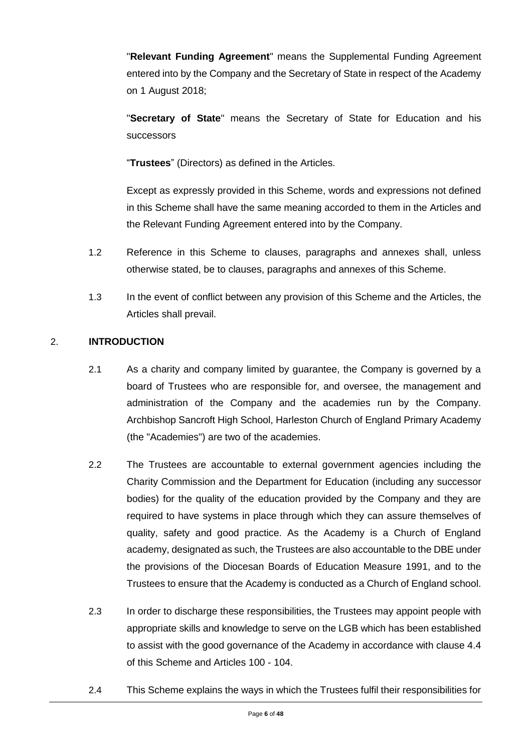"**Relevant Funding Agreement**" means the Supplemental Funding Agreement entered into by the Company and the Secretary of State in respect of the Academy on 1 August 2018;

"**Secretary of State**" means the Secretary of State for Education and his successors

"**Trustees**" (Directors) as defined in the Articles.

Except as expressly provided in this Scheme, words and expressions not defined in this Scheme shall have the same meaning accorded to them in the Articles and the Relevant Funding Agreement entered into by the Company.

1.2 Reference in this Scheme to clauses, paragraphs and annexes shall, unless otherwise stated, be to clauses, paragraphs and annexes of this Scheme.

1.3 In the event of conflict between any provision of this Scheme and the Articles, the Articles shall prevail.

## 2. INTRODUCTION

2.1 As a charity and company limited by guarantee, the Company is governed by a board of Trustees who are responsible for, and oversee, the management and administration of the Company and the academies run by the Company. Archbishop Sancroft High School, Harleston Church of England Primary Academy (the "Academies") are two of the academies.

2.2 The Trustees are accountable to external government agencies including the Charity Commission and the Department for Education (including any successor bodies) for the quality of the education provided by the Company and they are required to have systems in place through which they can assure themselves of quality, safety and good practice. As the Academy is a Church of England academy, designated as such, the Trustees are also accountable to the DBE under the provisions of the Diocesan Boards of Education Measure 1991, and to the Trustees to ensure that the Academy is conducted as a Church of England school.

2.3 In order to discharge these responsibilities, the Trustees may appoint people with appropriate skills and knowledge to serve on the LGB which has been established to assist with the good governance of the Academy in accordance with clause 4.4 of this Scheme and Articles 100 - 104.

2.4 This Scheme explains the ways in which the Trustees fulfil their responsibilities for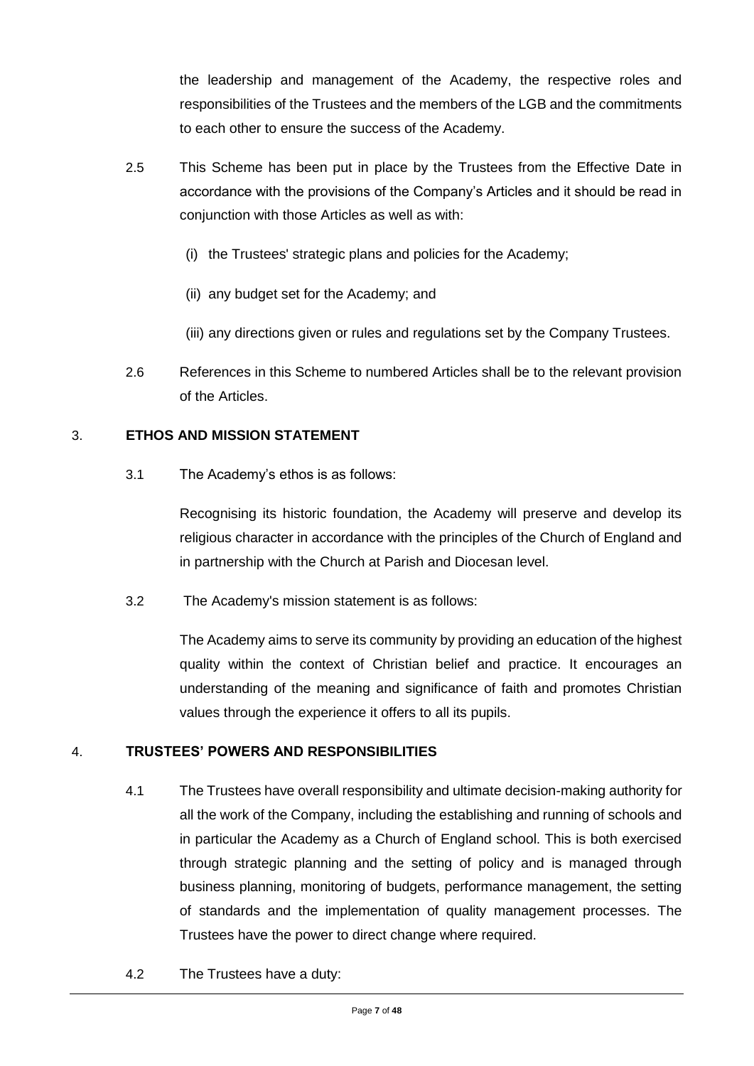the leadership and management of the Academy, the respective roles and responsibilities of the Trustees and the members of the LGB and the commitments to each other to ensure the success of the Academy.

2.5 This Scheme has been put in place by the Trustees from the Effective Date in accordance with the provisions of the Company's Articles and it should be read in conjunction with those Articles as well as with:

(i) the Trustees' strategic plans and policies for the Academy;

(ii) any budget set for the Academy; and

(iii) any directions given or rules and regulations set by the Company Trustees.

2.6 References in this Scheme to numbered Articles shall be to the relevant provision of the Articles.

## 3. ETHOS AND MISSION STATEMENT

3.1 The Academy's ethos is as follows:

Recognising its historic foundation, the Academy will preserve and develop its religious character in accordance with the principles of the Church of England and in partnership with the Church at Parish and Diocesan level.

3.2 The Academy's mission statement is as follows:

The Academy aims to serve its community by providing an education of the highest quality within the context of Christian belief and practice. It encourages an understanding of the meaning and significance of faith and promotes Christian values through the experience it offers to all its pupils.

## 4. TRUSTEES' POWERS AND RESPONSIBILITIES

4.1 The Trustees have overall responsibility and ultimate decision-making authority for all the work of the Company, including the establishing and running of schools and in particular the Academy as a Church of England school. This is both exercised through strategic planning and the setting of policy and is managed through business planning, monitoring of budgets, performance management, the setting of standards and the implementation of quality management processes. The Trustees have the power to direct change where required.

4.2 The Trustees have a duty: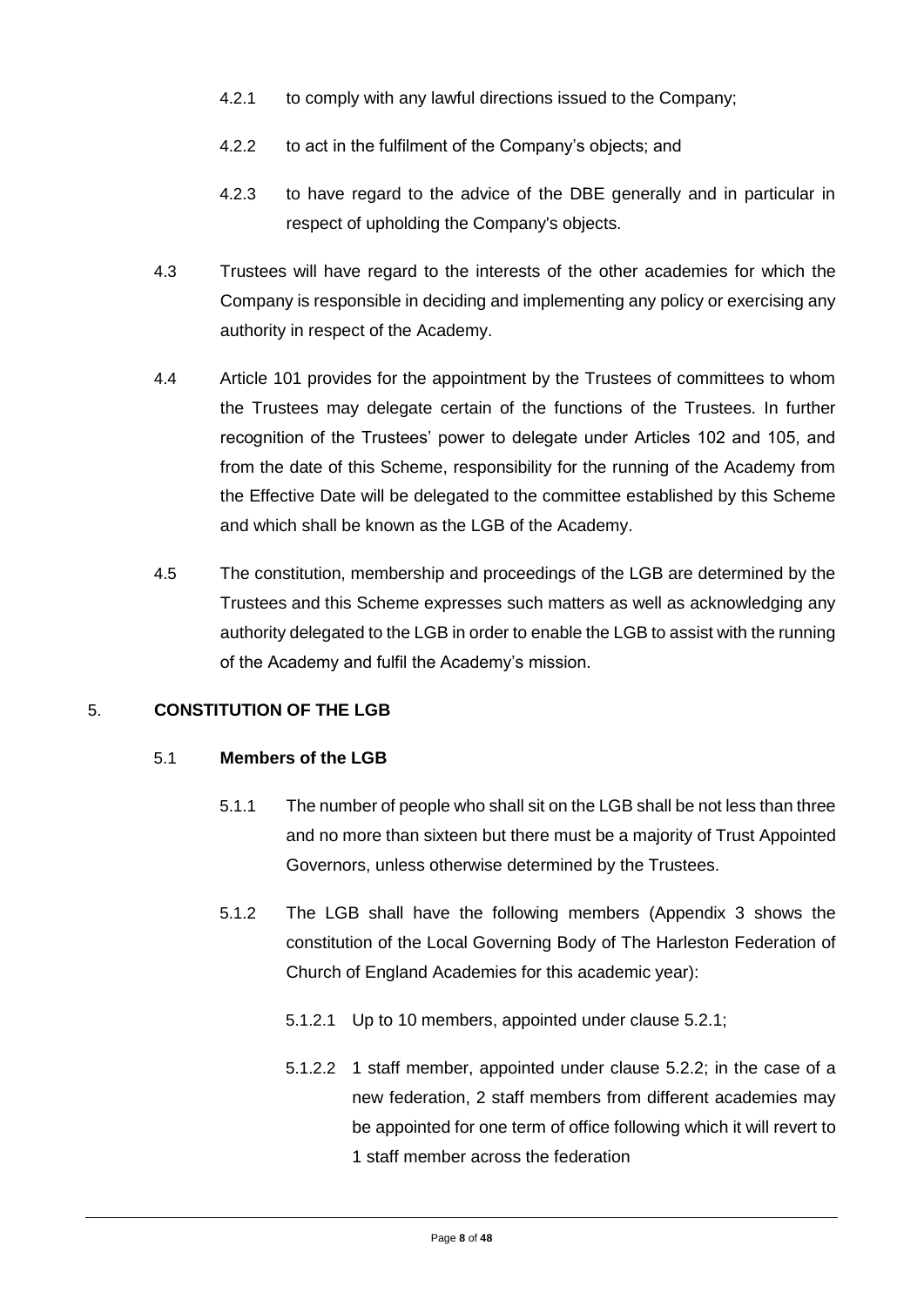4.2.1 to comply with any lawful directions issued to the Company;

4.2.2 to act in the fulfilment of the Company's objects; and

4.2.3 to have regard to the advice of the DBE generally and in particular in respect of upholding the Company's objects.

4.3 Trustees will have regard to the interests of the other academies for which the Company is responsible in deciding and implementing any policy or exercising any authority in respect of the Academy.

4.4 Article 101 provides for the appointment by the Trustees of committees to whom the Trustees may delegate certain of the functions of the Trustees. In further recognition of the Trustees' power to delegate under Articles 102 and 105, and from the date of this Scheme, responsibility for the running of the Academy from the Effective Date will be delegated to the committee established by this Scheme and which shall be known as the LGB of the Academy.

4.5 The constitution, membership and proceedings of the LGB are determined by the Trustees and this Scheme expresses such matters as well as acknowledging any authority delegated to the LGB in order to enable the LGB to assist with the running of the Academy and fulfil the Academy's mission.

## 5. CONSTITUTION OF THE LGB

### 5.1 Members of the LGB

5.1.1 The number of people who shall sit on the LGB shall be not less than three and no more than sixteen but there must be a majority of Trust Appointed Governors, unless otherwise determined by the Trustees.

5.1.2 The LGB shall have the following members (Appendix 3 shows the constitution of the Local Governing Body of The Harleston Federation of Church of England Academies for this academic year):

5.1.2.1 Up to 10 members, appointed under clause 5.2.1;

5.1.2.2 1 staff member, appointed under clause 5.2.2; in the case of a new federation, 2 staff members from different academies may be appointed for one term of office following which it will revert to 1 staff member across the federation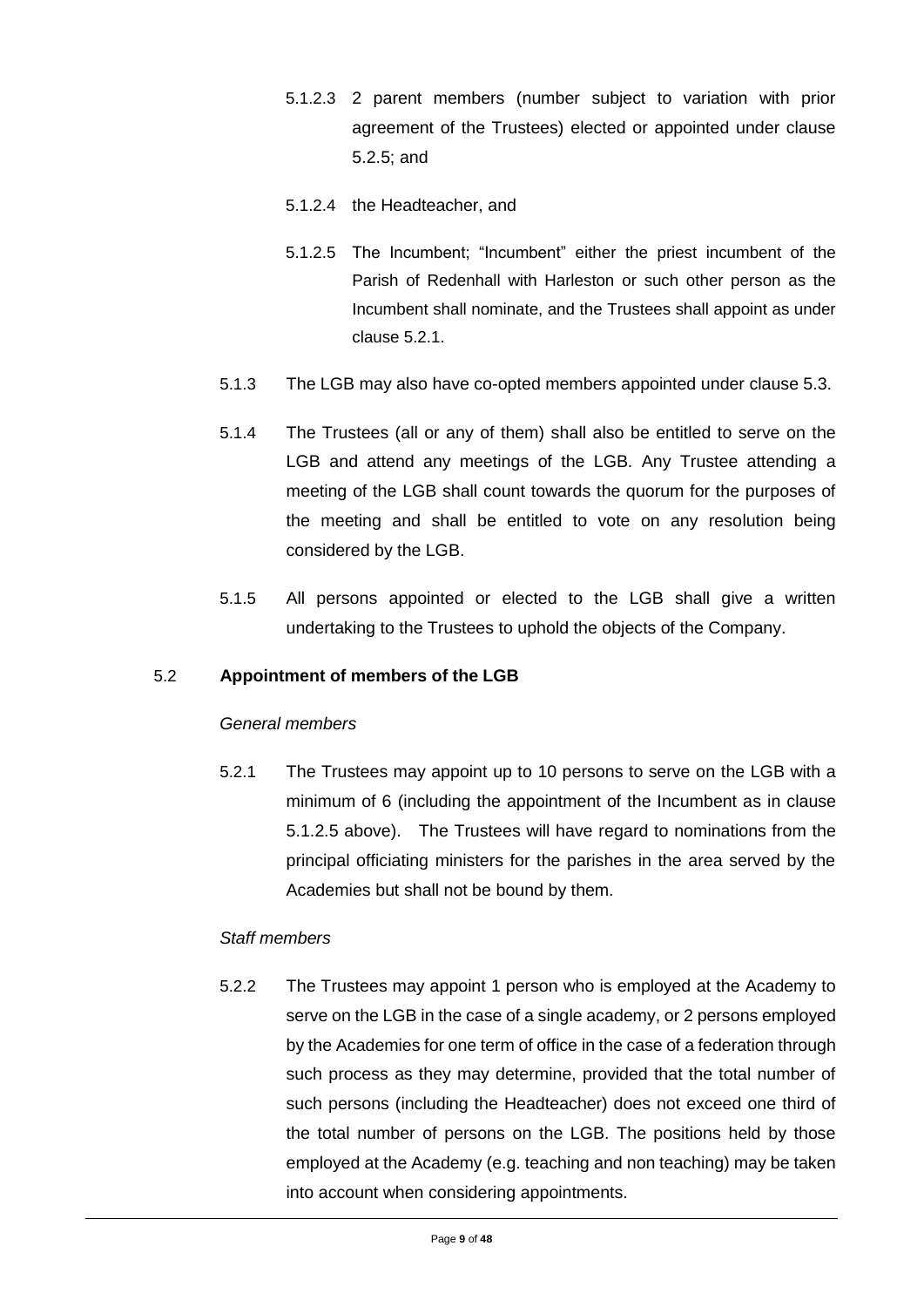5.1.2.3 2 parent members (number subject to variation with prior agreement of the Trustees) elected or appointed under clause 5.2.5; and

5.1.2.4 the Headteacher, and

5.1.2.5 The Incumbent; "Incumbent" either the priest incumbent of the Parish of Redenhall with Harleston or such other person as the Incumbent shall nominate, and the Trustees shall appoint as under clause 5.2.1.

5.1.3 The LGB may also have co-opted members appointed under clause 5.3.

5.1.4 The Trustees (all or any of them) shall also be entitled to serve on the LGB and attend any meetings of the LGB. Any Trustee attending a meeting of the LGB shall count towards the quorum for the purposes of the meeting and shall be entitled to vote on any resolution being considered by the LGB.

5.1.5 All persons appointed or elected to the LGB shall give a written undertaking to the Trustees to uphold the objects of the Company.

5.2 **Appointment of members of the LGB**

*General members*

5.2.1 The Trustees may appoint up to 10 persons to serve on the LGB with a minimum of 6 (including the appointment of the Incumbent as in clause 5.1.2.5 above). The Trustees will have regard to nominations from the principal officiating ministers for the parishes in the area served by the Academies but shall not be bound by them.

*Staff members*

5.2.2 The Trustees may appoint 1 person who is employed at the Academy to serve on the LGB in the case of a single academy, or 2 persons employed by the Academies for one term of office in the case of a federation through such process as they may determine, provided that the total number of such persons (including the Headteacher) does not exceed one third of the total number of persons on the LGB. The positions held by those employed at the Academy (e.g. teaching and non teaching) may be taken into account when considering appointments.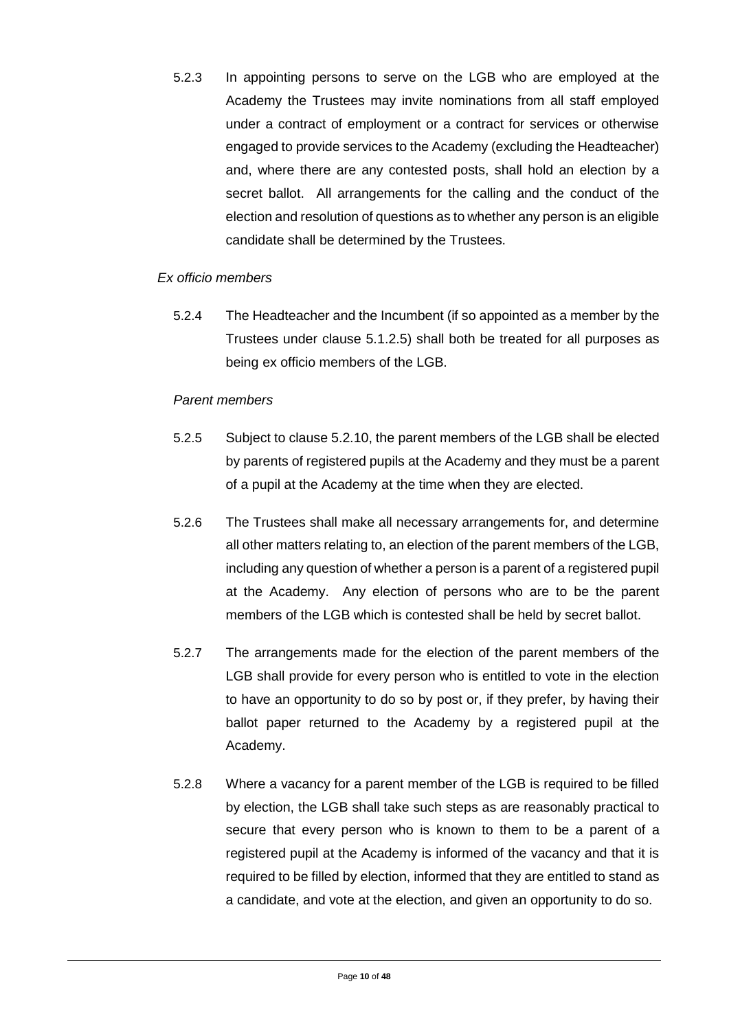5.2.3 In appointing persons to serve on the LGB who are employed at the Academy the Trustees may invite nominations from all staff employed under a contract of employment or a contract for services or otherwise engaged to provide services to the Academy (excluding the Headteacher) and, where there are any contested posts, shall hold an election by a secret ballot. All arrangements for the calling and the conduct of the election and resolution of questions as to whether any person is an eligible candidate shall be determined by the Trustees.

*Ex officio members*

5.2.4 The Headteacher and the Incumbent (if so appointed as a member by the Trustees under clause 5.1.2.5) shall both be treated for all purposes as being ex officio members of the LGB.

*Parent members*

5.2.5 Subject to clause 5.2.10, the parent members of the LGB shall be elected by parents of registered pupils at the Academy and they must be a parent of a pupil at the Academy at the time when they are elected.

5.2.6 The Trustees shall make all necessary arrangements for, and determine all other matters relating to, an election of the parent members of the LGB, including any question of whether a person is a parent of a registered pupil at the Academy. Any election of persons who are to be the parent members of the LGB which is contested shall be held by secret ballot.

5.2.7 The arrangements made for the election of the parent members of the LGB shall provide for every person who is entitled to vote in the election to have an opportunity to do so by post or, if they prefer, by having their ballot paper returned to the Academy by a registered pupil at the Academy.

5.2.8 Where a vacancy for a parent member of the LGB is required to be filled by election, the LGB shall take such steps as are reasonably practical to secure that every person who is known to them to be a parent of a registered pupil at the Academy is informed of the vacancy and that it is required to be filled by election, informed that they are entitled to stand as a candidate, and vote at the election, and given an opportunity to do so.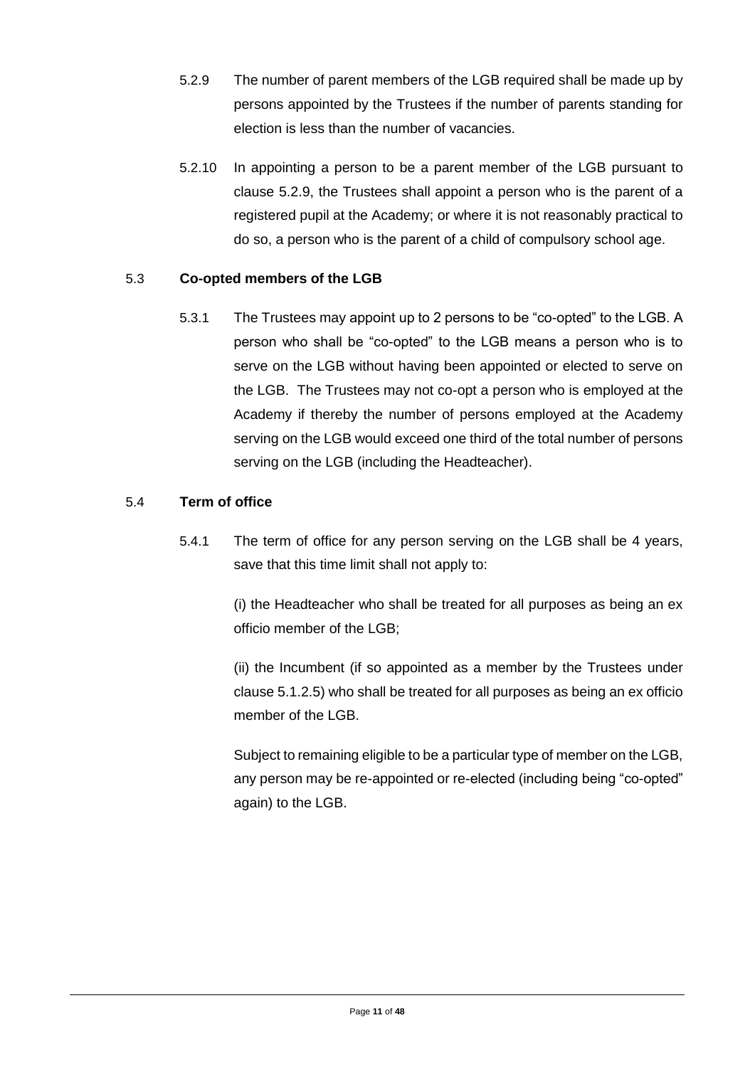5.2.9 The number of parent members of the LGB required shall be made up by persons appointed by the Trustees if the number of parents standing for election is less than the number of vacancies.

5.2.10 In appointing a person to be a parent member of the LGB pursuant to clause 5.2.9, the Trustees shall appoint a person who is the parent of a registered pupil at the Academy; or where it is not reasonably practical to do so, a person who is the parent of a child of compulsory school age.

5.3 **Co-opted members of the LGB**

5.3.1 The Trustees may appoint up to 2 persons to be "co-opted" to the LGB. A person who shall be "co-opted" to the LGB means a person who is to serve on the LGB without having been appointed or elected to serve on the LGB. The Trustees may not co-opt a person who is employed at the Academy if thereby the number of persons employed at the Academy serving on the LGB would exceed one third of the total number of persons serving on the LGB (including the Headteacher).

5.4 **Term of office**

5.4.1 The term of office for any person serving on the LGB shall be 4 years, save that this time limit shall not apply to:

(i) the Headteacher who shall be treated for all purposes as being an ex officio member of the LGB;

(ii) the Incumbent (if so appointed as a member by the Trustees under clause 5.1.2.5) who shall be treated for all purposes as being an ex officio member of the LGB.

Subject to remaining eligible to be a particular type of member on the LGB, any person may be re-appointed or re-elected (including being "co-opted" again) to the LGB.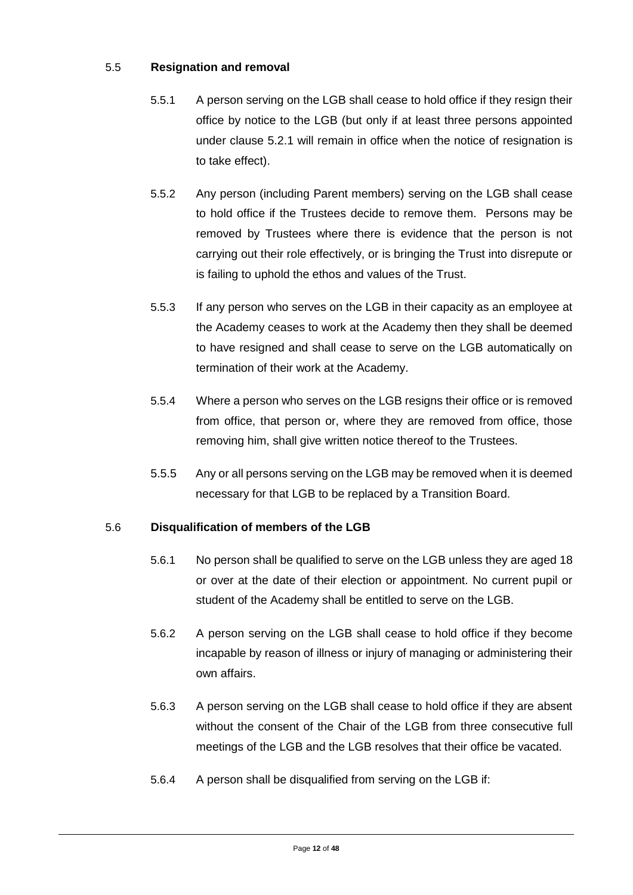### 5.5 Resignation and removal

5.5.1 A person serving on the LGB shall cease to hold office if they resign their office by notice to the LGB (but only if at least three persons appointed under clause 5.2.1 will remain in office when the notice of resignation is to take effect).

5.5.2 Any person (including Parent members) serving on the LGB shall cease to hold office if the Trustees decide to remove them. Persons may be removed by Trustees where there is evidence that the person is not carrying out their role effectively, or is bringing the Trust into disrepute or is failing to uphold the ethos and values of the Trust.

5.5.3 If any person who serves on the LGB in their capacity as an employee at the Academy ceases to work at the Academy then they shall be deemed to have resigned and shall cease to serve on the LGB automatically on termination of their work at the Academy.

5.5.4 Where a person who serves on the LGB resigns their office or is removed from office, that person or, where they are removed from office, those removing him, shall give written notice thereof to the Trustees.

5.5.5 Any or all persons serving on the LGB may be removed when it is deemed necessary for that LGB to be replaced by a Transition Board.

### 5.6 Disqualification of members of the LGB

5.6.1 No person shall be qualified to serve on the LGB unless they are aged 18 or over at the date of their election or appointment. No current pupil or student of the Academy shall be entitled to serve on the LGB.

5.6.2 A person serving on the LGB shall cease to hold office if they become incapable by reason of illness or injury of managing or administering their own affairs.

5.6.3 A person serving on the LGB shall cease to hold office if they are absent without the consent of the Chair of the LGB from three consecutive full meetings of the LGB and the LGB resolves that their office be vacated.

5.6.4 A person shall be disqualified from serving on the LGB if: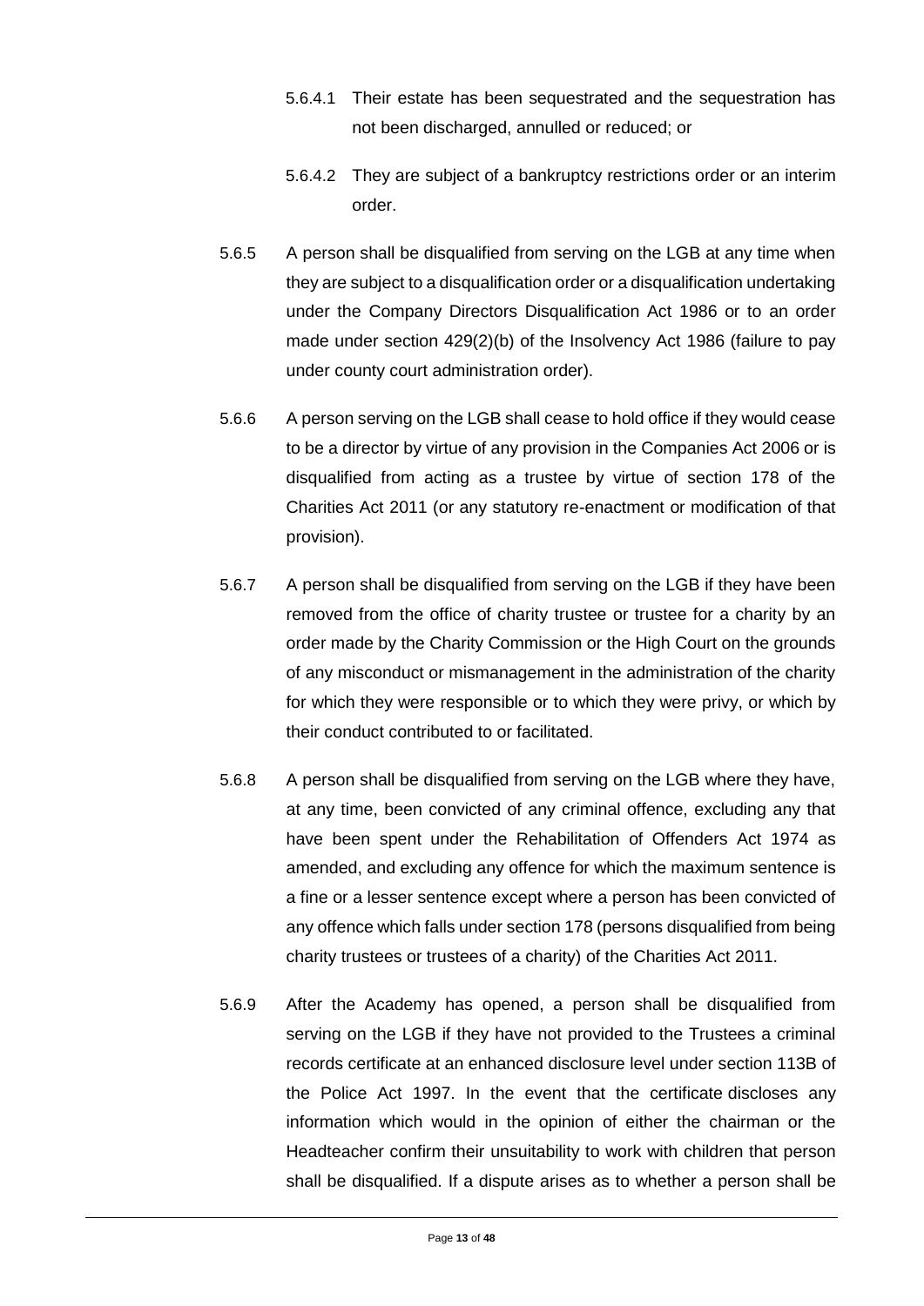5.6.4.1 Their estate has been sequestrated and the sequestration has not been discharged, annulled or reduced; or

5.6.4.2 They are subject of a bankruptcy restrictions order or an interim order.

5.6.5 A person shall be disqualified from serving on the LGB at any time when they are subject to a disqualification order or a disqualification undertaking under the Company Directors Disqualification Act 1986 or to an order made under section 429(2)(b) of the Insolvency Act 1986 (failure to pay under county court administration order).

5.6.6 A person serving on the LGB shall cease to hold office if they would cease to be a director by virtue of any provision in the Companies Act 2006 or is disqualified from acting as a trustee by virtue of section 178 of the Charities Act 2011 (or any statutory re-enactment or modification of that provision).

5.6.7 A person shall be disqualified from serving on the LGB if they have been removed from the office of charity trustee or trustee for a charity by an order made by the Charity Commission or the High Court on the grounds of any misconduct or mismanagement in the administration of the charity for which they were responsible or to which they were privy, or which by their conduct contributed to or facilitated.

5.6.8 A person shall be disqualified from serving on the LGB where they have, at any time, been convicted of any criminal offence, excluding any that have been spent under the Rehabilitation of Offenders Act 1974 as amended, and excluding any offence for which the maximum sentence is a fine or a lesser sentence except where a person has been convicted of any offence which falls under section 178 (persons disqualified from being charity trustees or trustees of a charity) of the Charities Act 2011.

5.6.9 After the Academy has opened, a person shall be disqualified from serving on the LGB if they have not provided to the Trustees a criminal records certificate at an enhanced disclosure level under section 113B of the Police Act 1997. In the event that the certificate discloses any information which would in the opinion of either the chairman or the Headteacher confirm their unsuitability to work with children that person shall be disqualified. If a dispute arises as to whether a person shall be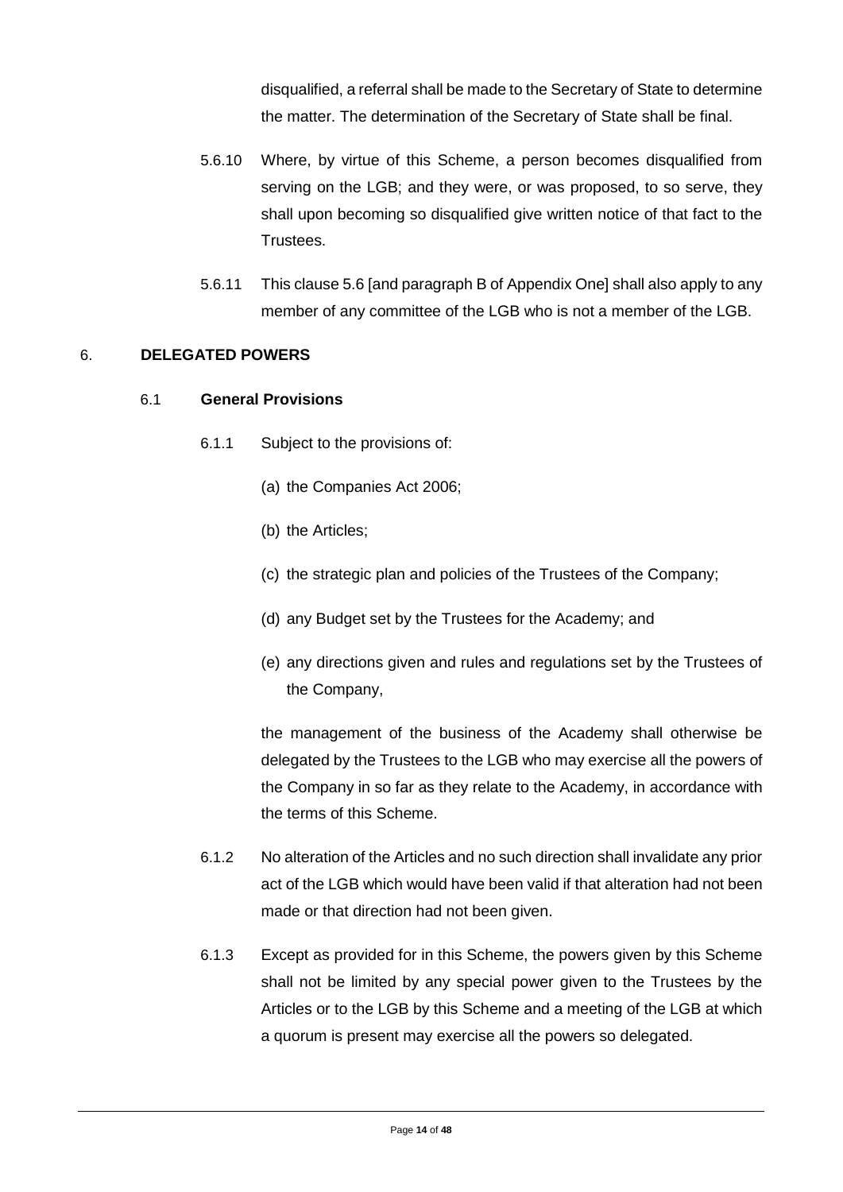disqualified, a referral shall be made to the Secretary of State to determine the matter. The determination of the Secretary of State shall be final.

5.6.10 Where, by virtue of this Scheme, a person becomes disqualified from serving on the LGB; and they were, or was proposed, to so serve, they shall upon becoming so disqualified give written notice of that fact to the Trustees.

5.6.11 This clause 5.6 [and paragraph B of Appendix One] shall also apply to any member of any committee of the LGB who is not a member of the LGB.

## 6. DELEGATED POWERS

### 6.1 General Provisions

6.1.1 Subject to the provisions of:

(a) the Companies Act 2006;

(b) the Articles;

(c) the strategic plan and policies of the Trustees of the Company;

(d) any Budget set by the Trustees for the Academy; and

(e) any directions given and rules and regulations set by the Trustees of the Company,

the management of the business of the Academy shall otherwise be delegated by the Trustees to the LGB who may exercise all the powers of the Company in so far as they relate to the Academy, in accordance with the terms of this Scheme.

6.1.2 No alteration of the Articles and no such direction shall invalidate any prior act of the LGB which would have been valid if that alteration had not been made or that direction had not been given.

6.1.3 Except as provided for in this Scheme, the powers given by this Scheme shall not be limited by any special power given to the Trustees by the Articles or to the LGB by this Scheme and a meeting of the LGB at which a quorum is present may exercise all the powers so delegated.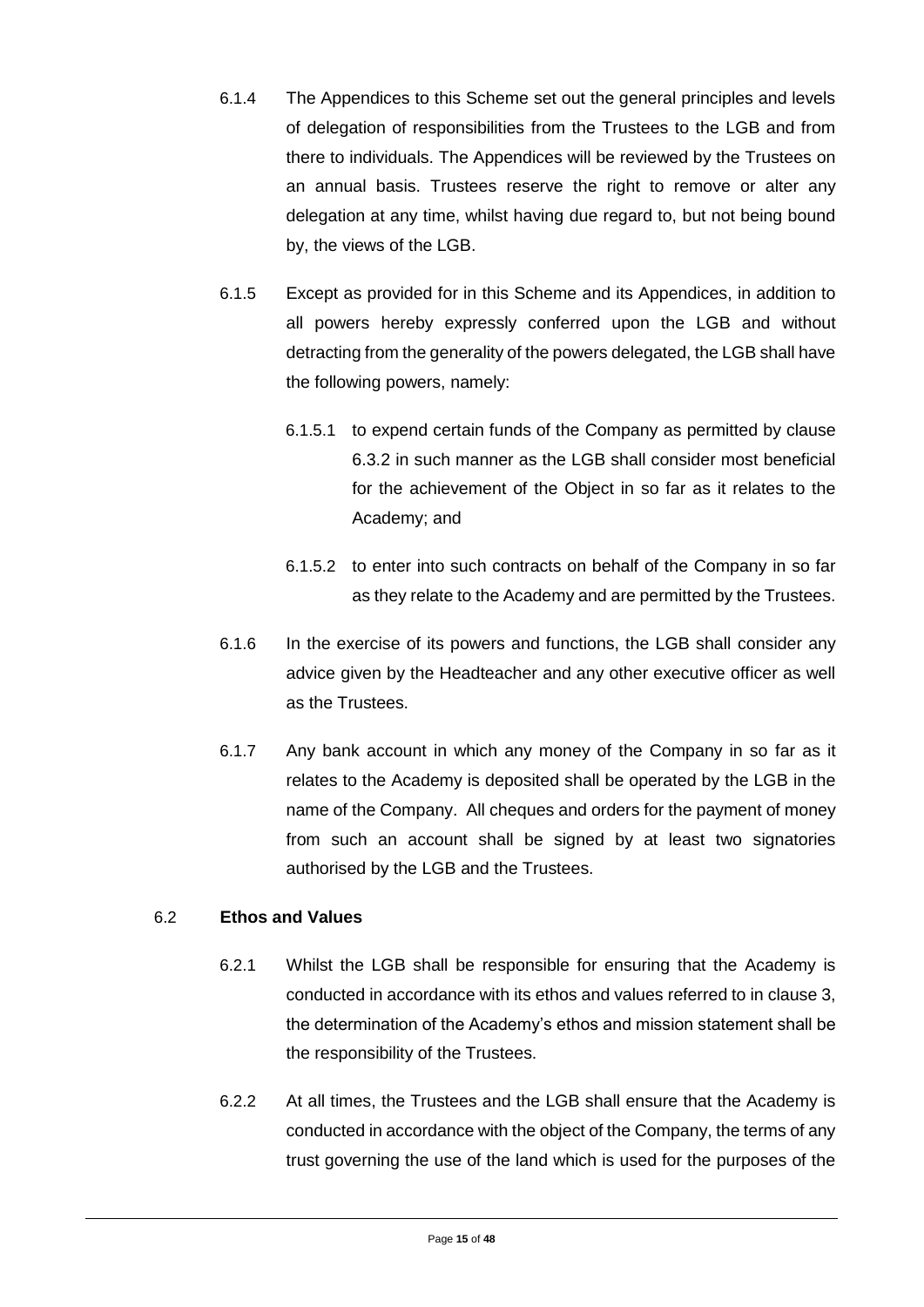6.1.4 The Appendices to this Scheme set out the general principles and levels of delegation of responsibilities from the Trustees to the LGB and from there to individuals. The Appendices will be reviewed by the Trustees on an annual basis. Trustees reserve the right to remove or alter any delegation at any time, whilst having due regard to, but not being bound by, the views of the LGB.

6.1.5 Except as provided for in this Scheme and its Appendices, in addition to all powers hereby expressly conferred upon the LGB and without detracting from the generality of the powers delegated, the LGB shall have the following powers, namely:

6.1.5.1 to expend certain funds of the Company as permitted by clause 6.3.2 in such manner as the LGB shall consider most beneficial for the achievement of the Object in so far as it relates to the Academy; and

6.1.5.2 to enter into such contracts on behalf of the Company in so far as they relate to the Academy and are permitted by the Trustees.

6.1.6 In the exercise of its powers and functions, the LGB shall consider any advice given by the Headteacher and any other executive officer as well as the Trustees.

6.1.7 Any bank account in which any money of the Company in so far as it relates to the Academy is deposited shall be operated by the LGB in the name of the Company. All cheques and orders for the payment of money from such an account shall be signed by at least two signatories authorised by the LGB and the Trustees.

6.2 **Ethos and Values**

6.2.1 Whilst the LGB shall be responsible for ensuring that the Academy is conducted in accordance with its ethos and values referred to in clause 3, the determination of the Academy's ethos and mission statement shall be the responsibility of the Trustees.

6.2.2 At all times, the Trustees and the LGB shall ensure that the Academy is conducted in accordance with the object of the Company, the terms of any trust governing the use of the land which is used for the purposes of the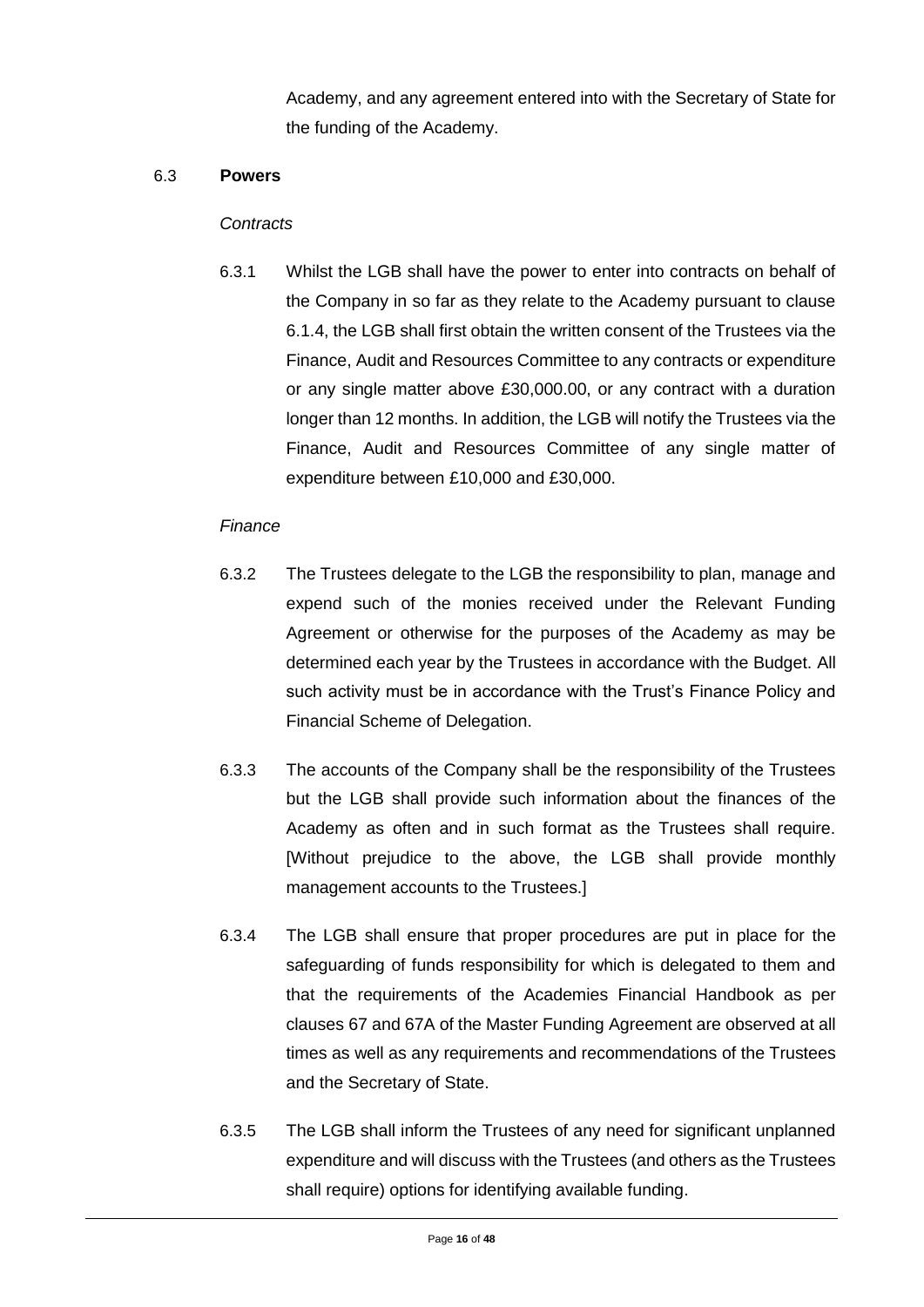Academy, and any agreement entered into with the Secretary of State for the funding of the Academy.

6.3 **Powers**

*Contracts*

6.3.1 Whilst the LGB shall have the power to enter into contracts on behalf of the Company in so far as they relate to the Academy pursuant to clause 6.1.4, the LGB shall first obtain the written consent of the Trustees via the Finance, Audit and Resources Committee to any contracts or expenditure or any single matter above £30,000.00, or any contract with a duration longer than 12 months. In addition, the LGB will notify the Trustees via the Finance, Audit and Resources Committee of any single matter of expenditure between £10,000 and £30,000.

*Finance*

6.3.2 The Trustees delegate to the LGB the responsibility to plan, manage and expend such of the monies received under the Relevant Funding Agreement or otherwise for the purposes of the Academy as may be determined each year by the Trustees in accordance with the Budget. All such activity must be in accordance with the Trust's Finance Policy and Financial Scheme of Delegation.

6.3.3 The accounts of the Company shall be the responsibility of the Trustees but the LGB shall provide such information about the finances of the Academy as often and in such format as the Trustees shall require. [Without prejudice to the above, the LGB shall provide monthly management accounts to the Trustees.]

6.3.4 The LGB shall ensure that proper procedures are put in place for the safeguarding of funds responsibility for which is delegated to them and that the requirements of the Academies Financial Handbook as per clauses 67 and 67A of the Master Funding Agreement are observed at all times as well as any requirements and recommendations of the Trustees and the Secretary of State.

6.3.5 The LGB shall inform the Trustees of any need for significant unplanned expenditure and will discuss with the Trustees (and others as the Trustees shall require) options for identifying available funding.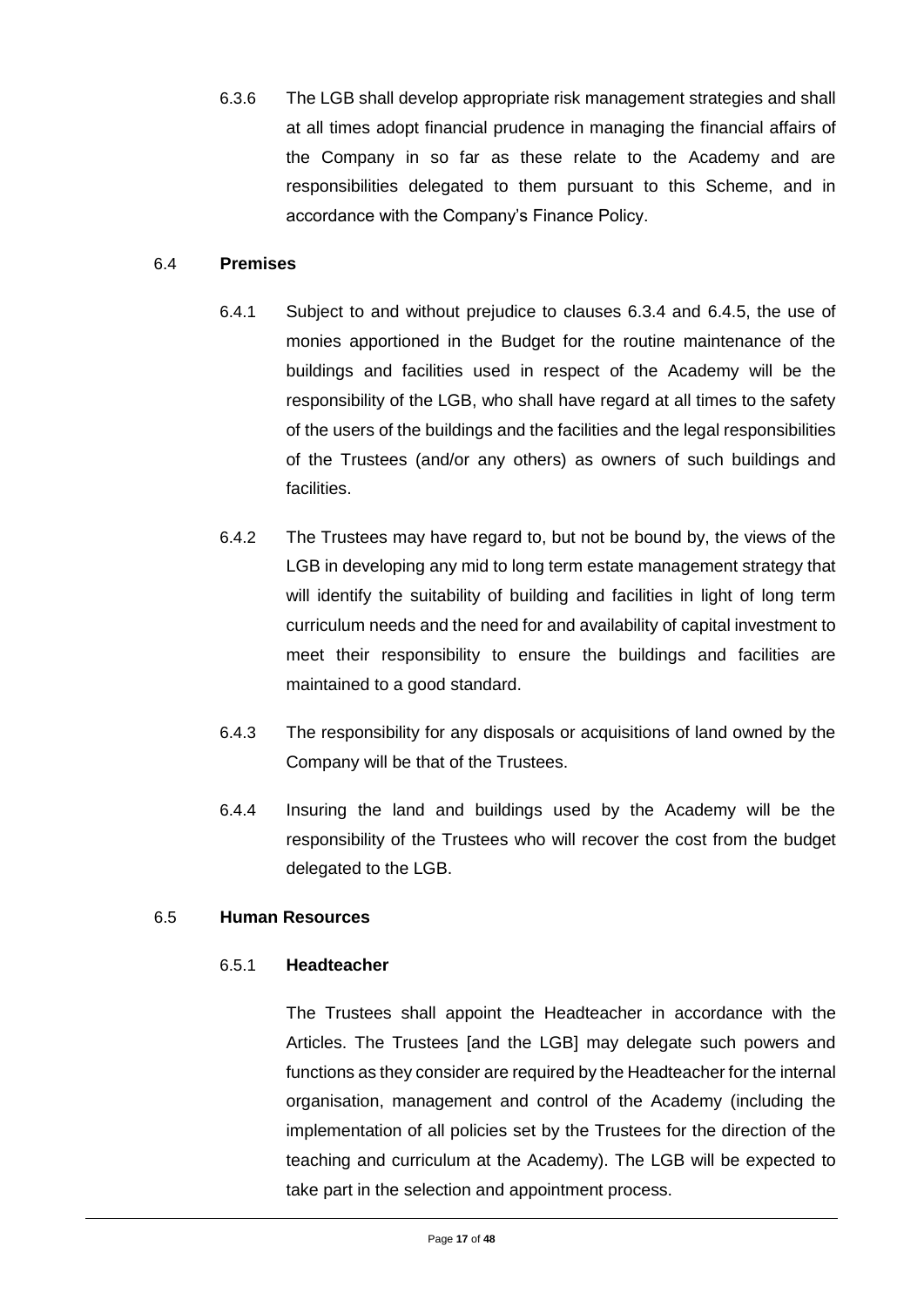6.3.6 The LGB shall develop appropriate risk management strategies and shall at all times adopt financial prudence in managing the financial affairs of the Company in so far as these relate to the Academy and are responsibilities delegated to them pursuant to this Scheme, and in accordance with the Company's Finance Policy.

6.4 **Premises**

6.4.1 Subject to and without prejudice to clauses 6.3.4 and 6.4.5, the use of monies apportioned in the Budget for the routine maintenance of the buildings and facilities used in respect of the Academy will be the responsibility of the LGB, who shall have regard at all times to the safety of the users of the buildings and the facilities and the legal responsibilities of the Trustees (and/or any others) as owners of such buildings and facilities.

6.4.2 The Trustees may have regard to, but not be bound by, the views of the LGB in developing any mid to long term estate management strategy that will identify the suitability of building and facilities in light of long term curriculum needs and the need for and availability of capital investment to meet their responsibility to ensure the buildings and facilities are maintained to a good standard.

6.4.3 The responsibility for any disposals or acquisitions of land owned by the Company will be that of the Trustees.

6.4.4 Insuring the land and buildings used by the Academy will be the responsibility of the Trustees who will recover the cost from the budget delegated to the LGB.

6.5 **Human Resources**

6.5.1 **Headteacher**

The Trustees shall appoint the Headteacher in accordance with the Articles. The Trustees [and the LGB] may delegate such powers and functions as they consider are required by the Headteacher for the internal organisation, management and control of the Academy (including the implementation of all policies set by the Trustees for the direction of the teaching and curriculum at the Academy). The LGB will be expected to take part in the selection and appointment process.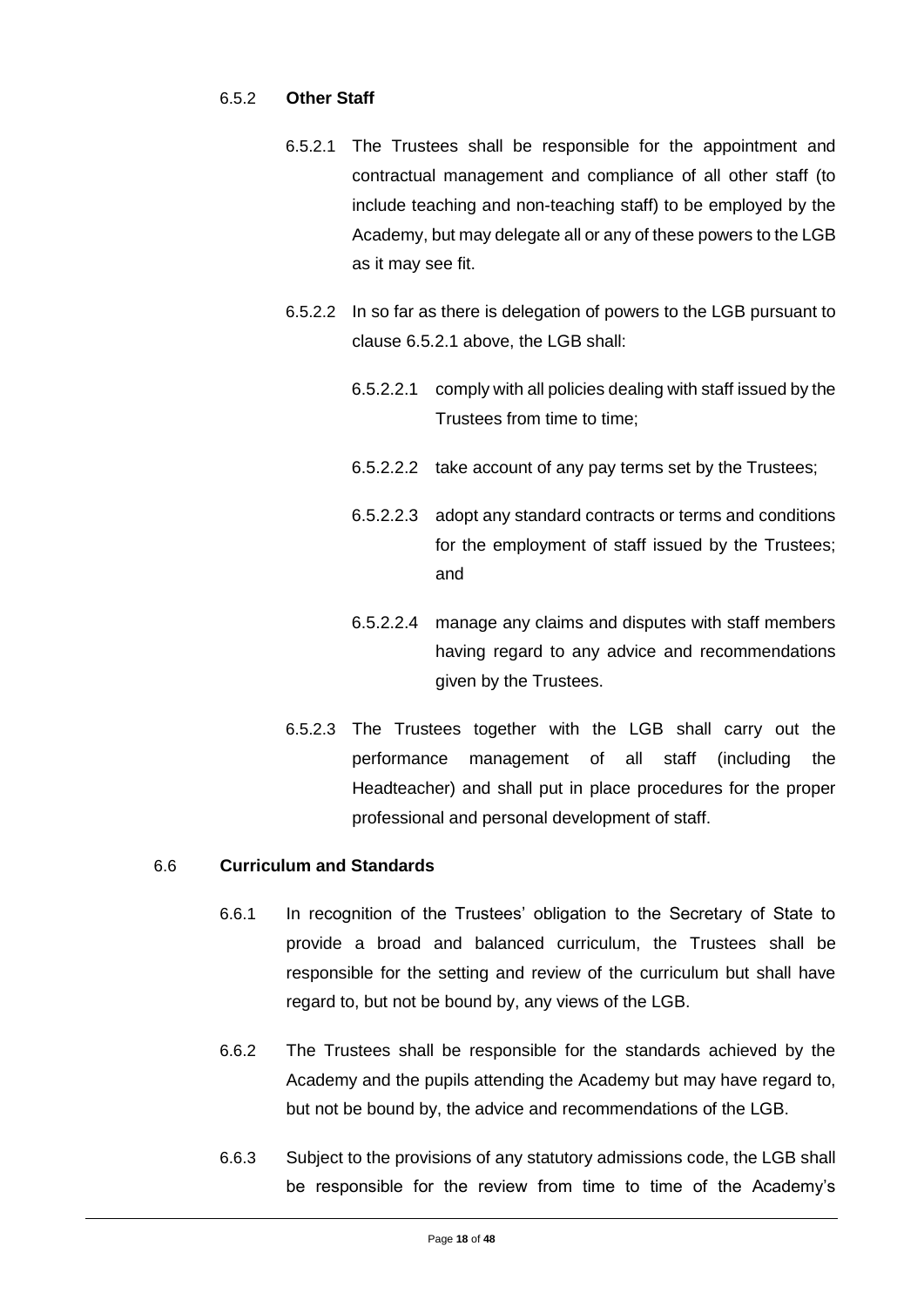6.5.2 **Other Staff**

6.5.2.1 The Trustees shall be responsible for the appointment and contractual management and compliance of all other staff (to include teaching and non-teaching staff) to be employed by the Academy, but may delegate all or any of these powers to the LGB as it may see fit.

6.5.2.2 In so far as there is delegation of powers to the LGB pursuant to clause 6.5.2.1 above, the LGB shall:

6.5.2.2.1 comply with all policies dealing with staff issued by the Trustees from time to time;

6.5.2.2.2 take account of any pay terms set by the Trustees;

6.5.2.2.3 adopt any standard contracts or terms and conditions for the employment of staff issued by the Trustees; and

6.5.2.2.4 manage any claims and disputes with staff members having regard to any advice and recommendations given by the Trustees.

6.5.2.3 The Trustees together with the LGB shall carry out the performance management of all staff (including the Headteacher) and shall put in place procedures for the proper professional and personal development of staff.

6.6 **Curriculum and Standards**

6.6.1 In recognition of the Trustees' obligation to the Secretary of State to provide a broad and balanced curriculum, the Trustees shall be responsible for the setting and review of the curriculum but shall have regard to, but not be bound by, any views of the LGB.

6.6.2 The Trustees shall be responsible for the standards achieved by the Academy and the pupils attending the Academy but may have regard to, but not be bound by, the advice and recommendations of the LGB.

6.6.3 Subject to the provisions of any statutory admissions code, the LGB shall be responsible for the review from time to time of the Academy's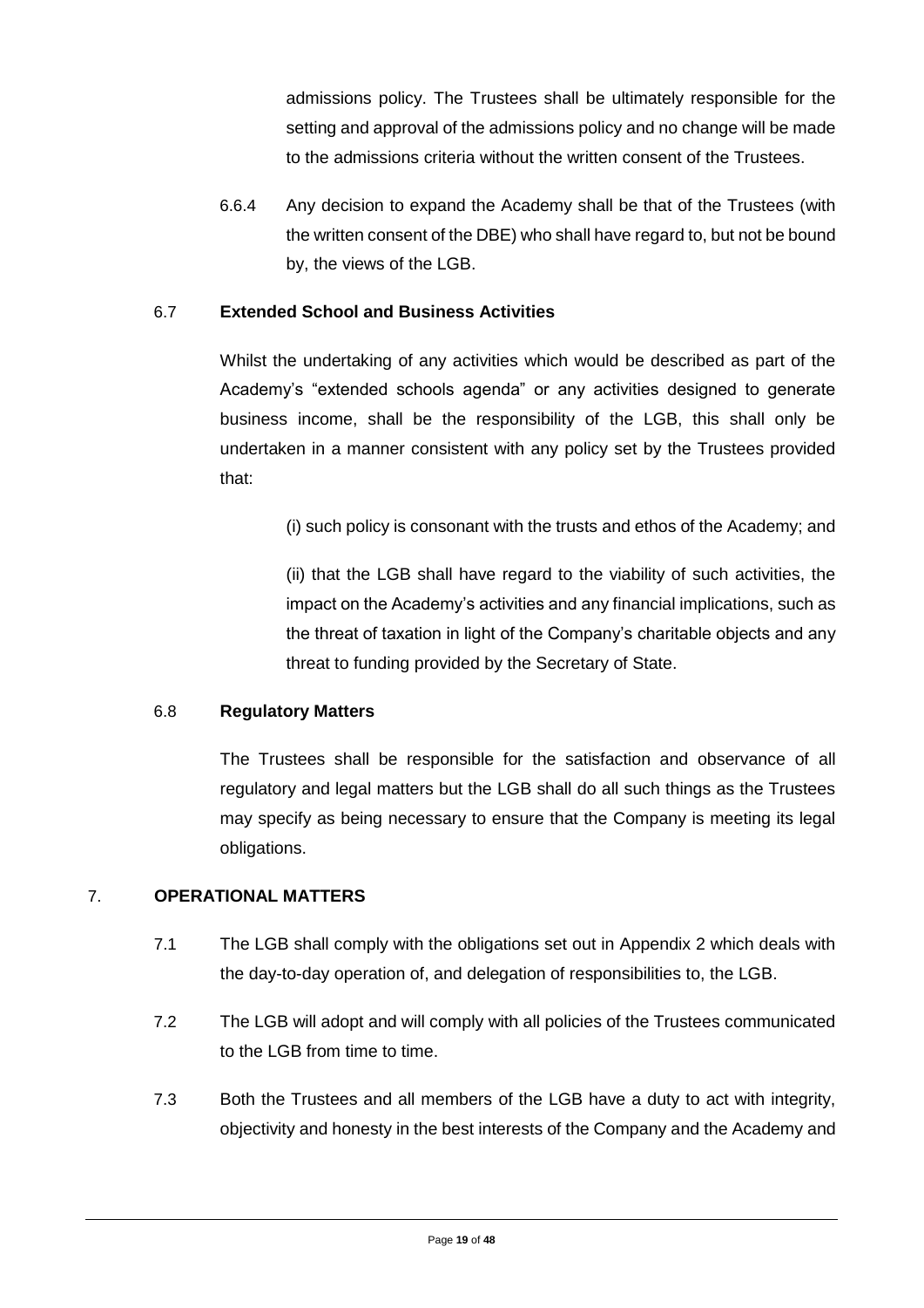admissions policy. The Trustees shall be ultimately responsible for the setting and approval of the admissions policy and no change will be made to the admissions criteria without the written consent of the Trustees.

6.6.4 Any decision to expand the Academy shall be that of the Trustees (with the written consent of the DBE) who shall have regard to, but not be bound by, the views of the LGB.

6.7 **Extended School and Business Activities**

Whilst the undertaking of any activities which would be described as part of the Academy's "extended schools agenda" or any activities designed to generate business income, shall be the responsibility of the LGB, this shall only be undertaken in a manner consistent with any policy set by the Trustees provided that:

(i) such policy is consonant with the trusts and ethos of the Academy; and

(ii) that the LGB shall have regard to the viability of such activities, the impact on the Academy's activities and any financial implications, such as the threat of taxation in light of the Company's charitable objects and any threat to funding provided by the Secretary of State.

6.8 **Regulatory Matters**

The Trustees shall be responsible for the satisfaction and observance of all regulatory and legal matters but the LGB shall do all such things as the Trustees may specify as being necessary to ensure that the Company is meeting its legal obligations.

7. **OPERATIONAL MATTERS**

7.1 The LGB shall comply with the obligations set out in Appendix 2 which deals with the day-to-day operation of, and delegation of responsibilities to, the LGB.

7.2 The LGB will adopt and will comply with all policies of the Trustees communicated to the LGB from time to time.

7.3 Both the Trustees and all members of the LGB have a duty to act with integrity, objectivity and honesty in the best interests of the Company and the Academy and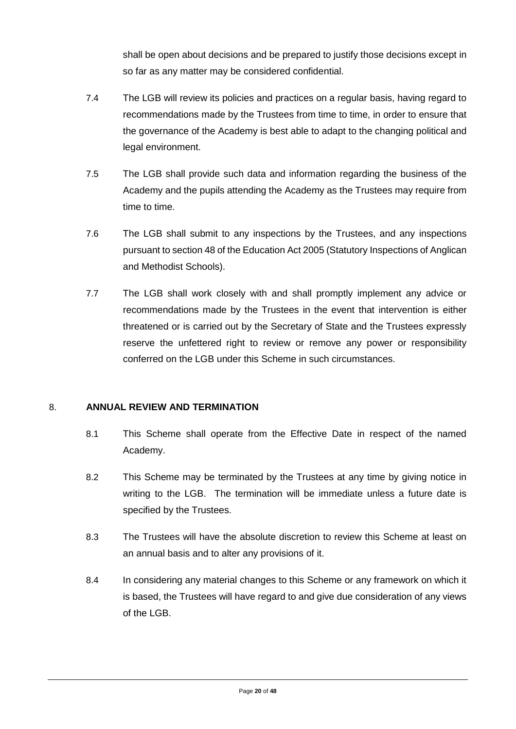shall be open about decisions and be prepared to justify those decisions except in so far as any matter may be considered confidential.

7.4 The LGB will review its policies and practices on a regular basis, having regard to recommendations made by the Trustees from time to time, in order to ensure that the governance of the Academy is best able to adapt to the changing political and legal environment.

7.5 The LGB shall provide such data and information regarding the business of the Academy and the pupils attending the Academy as the Trustees may require from time to time.

7.6 The LGB shall submit to any inspections by the Trustees, and any inspections pursuant to section 48 of the Education Act 2005 (Statutory Inspections of Anglican and Methodist Schools).

7.7 The LGB shall work closely with and shall promptly implement any advice or recommendations made by the Trustees in the event that intervention is either threatened or is carried out by the Secretary of State and the Trustees expressly reserve the unfettered right to review or remove any power or responsibility conferred on the LGB under this Scheme in such circumstances.

## 8. ANNUAL REVIEW AND TERMINATION

8.1 This Scheme shall operate from the Effective Date in respect of the named Academy.

8.2 This Scheme may be terminated by the Trustees at any time by giving notice in writing to the LGB. The termination will be immediate unless a future date is specified by the Trustees.

8.3 The Trustees will have the absolute discretion to review this Scheme at least on an annual basis and to alter any provisions of it.

8.4 In considering any material changes to this Scheme or any framework on which it is based, the Trustees will have regard to and give due consideration of any views of the LGB.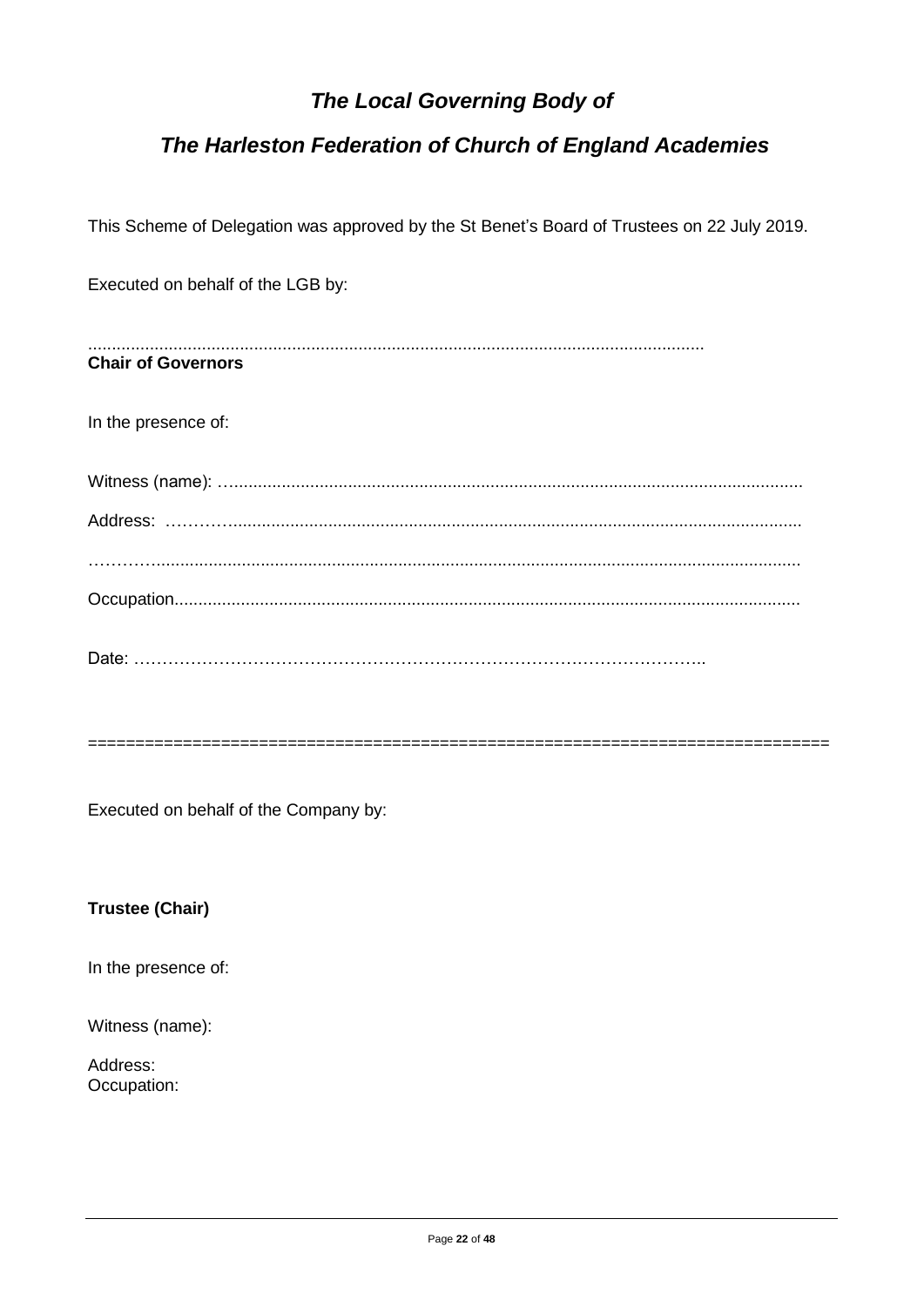## ***The Local Governing Body of***

## ***The Harleston Federation of Church of England Academies***

This Scheme of Delegation was approved by the St Benet's Board of Trustees on 22 July 2019.

Executed on behalf of the LGB by:

..................................................................................................................................

**Chair of Governors**

In the presence of:

Witness (name): …......................................................................................................................

Address: …………......................................................................................................................

…………......................................................................................................................................

Occupation...................................................................................................................................

Date: ……………………………………………………………………………………..

==========================================================================

Executed on behalf of the Company by:

**Trustee (Chair)**

In the presence of:

Witness (name):

Address:
Occupation: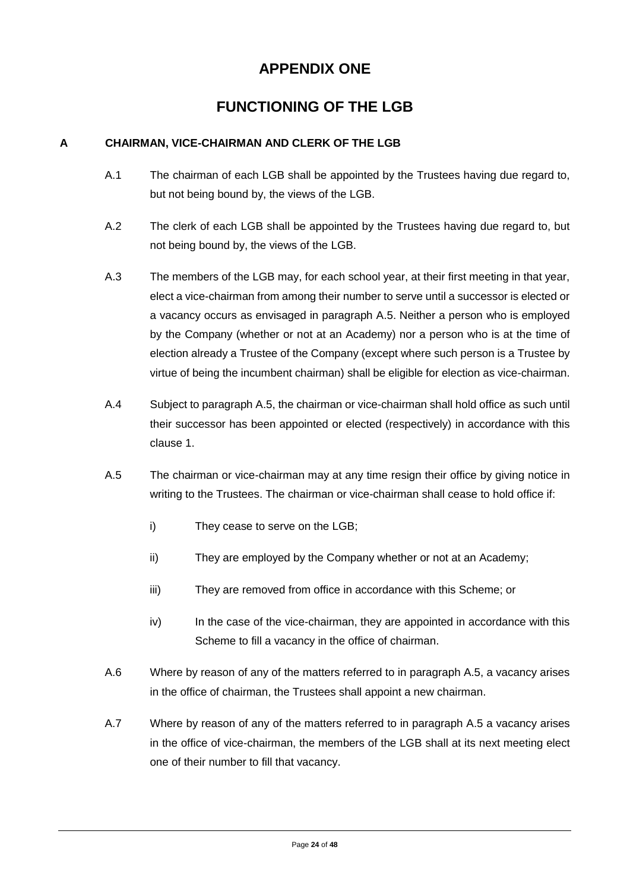# APPENDIX ONE

# FUNCTIONING OF THE LGB

## A CHAIRMAN, VICE-CHAIRMAN AND CLERK OF THE LGB

A.1 The chairman of each LGB shall be appointed by the Trustees having due regard to, but not being bound by, the views of the LGB.

A.2 The clerk of each LGB shall be appointed by the Trustees having due regard to, but not being bound by, the views of the LGB.

A.3 The members of the LGB may, for each school year, at their first meeting in that year, elect a vice-chairman from among their number to serve until a successor is elected or a vacancy occurs as envisaged in paragraph A.5. Neither a person who is employed by the Company (whether or not at an Academy) nor a person who is at the time of election already a Trustee of the Company (except where such person is a Trustee by virtue of being the incumbent chairman) shall be eligible for election as vice-chairman.

A.4 Subject to paragraph A.5, the chairman or vice-chairman shall hold office as such until their successor has been appointed or elected (respectively) in accordance with this clause 1.

A.5 The chairman or vice-chairman may at any time resign their office by giving notice in writing to the Trustees. The chairman or vice-chairman shall cease to hold office if:

- i) They cease to serve on the LGB;
- ii) They are employed by the Company whether or not at an Academy;
- iii) They are removed from office in accordance with this Scheme; or
- iv) In the case of the vice-chairman, they are appointed in accordance with this Scheme to fill a vacancy in the office of chairman.

A.6 Where by reason of any of the matters referred to in paragraph A.5, a vacancy arises in the office of chairman, the Trustees shall appoint a new chairman.

A.7 Where by reason of any of the matters referred to in paragraph A.5 a vacancy arises in the office of vice-chairman, the members of the LGB shall at its next meeting elect one of their number to fill that vacancy.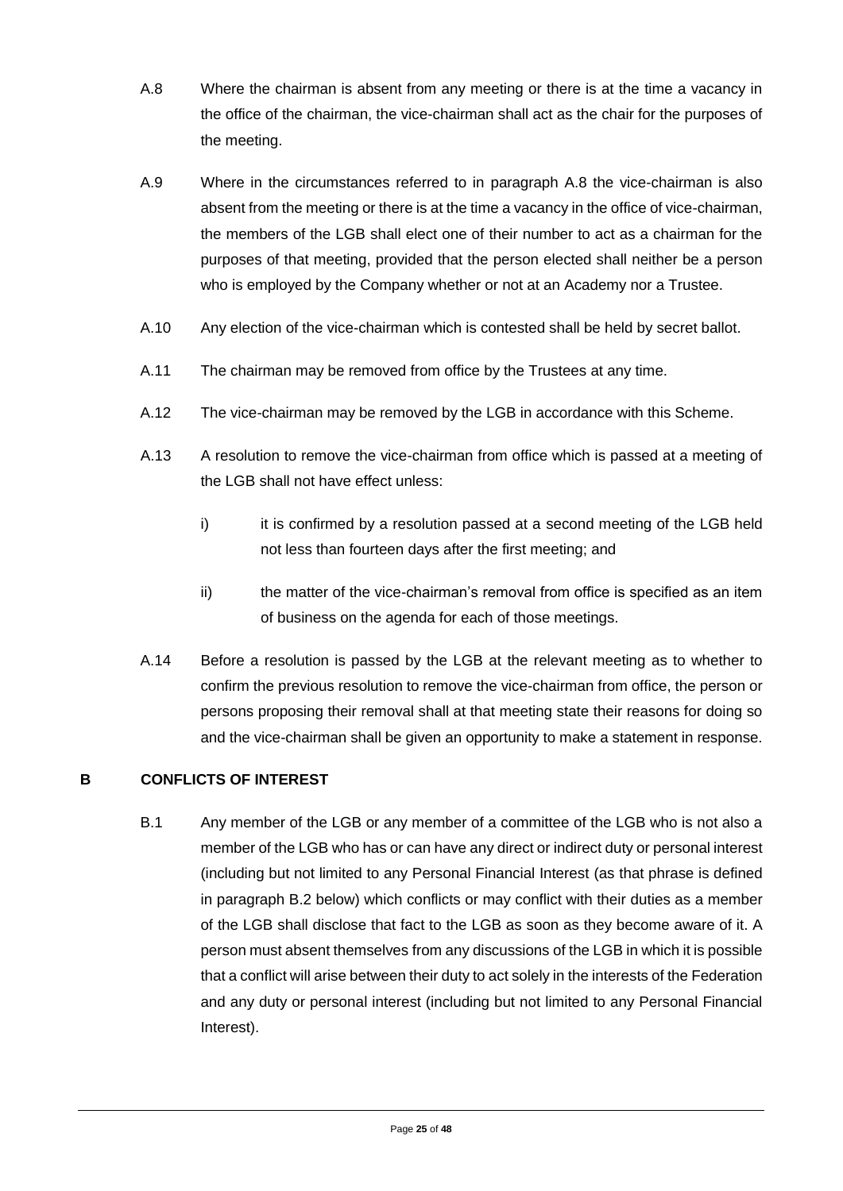A.8 Where the chairman is absent from any meeting or there is at the time a vacancy in the office of the chairman, the vice-chairman shall act as the chair for the purposes of the meeting.

A.9 Where in the circumstances referred to in paragraph A.8 the vice-chairman is also absent from the meeting or there is at the time a vacancy in the office of vice-chairman, the members of the LGB shall elect one of their number to act as a chairman for the purposes of that meeting, provided that the person elected shall neither be a person who is employed by the Company whether or not at an Academy nor a Trustee.

A.10 Any election of the vice-chairman which is contested shall be held by secret ballot.

A.11 The chairman may be removed from office by the Trustees at any time.

A.12 The vice-chairman may be removed by the LGB in accordance with this Scheme.

A.13 A resolution to remove the vice-chairman from office which is passed at a meeting of the LGB shall not have effect unless:

i) it is confirmed by a resolution passed at a second meeting of the LGB held not less than fourteen days after the first meeting; and

ii) the matter of the vice-chairman's removal from office is specified as an item of business on the agenda for each of those meetings.

A.14 Before a resolution is passed by the LGB at the relevant meeting as to whether to confirm the previous resolution to remove the vice-chairman from office, the person or persons proposing their removal shall at that meeting state their reasons for doing so and the vice-chairman shall be given an opportunity to make a statement in response.

## B CONFLICTS OF INTEREST

B.1 Any member of the LGB or any member of a committee of the LGB who is not also a member of the LGB who has or can have any direct or indirect duty or personal interest (including but not limited to any Personal Financial Interest (as that phrase is defined in paragraph B.2 below) which conflicts or may conflict with their duties as a member of the LGB shall disclose that fact to the LGB as soon as they become aware of it. A person must absent themselves from any discussions of the LGB in which it is possible that a conflict will arise between their duty to act solely in the interests of the Federation and any duty or personal interest (including but not limited to any Personal Financial Interest).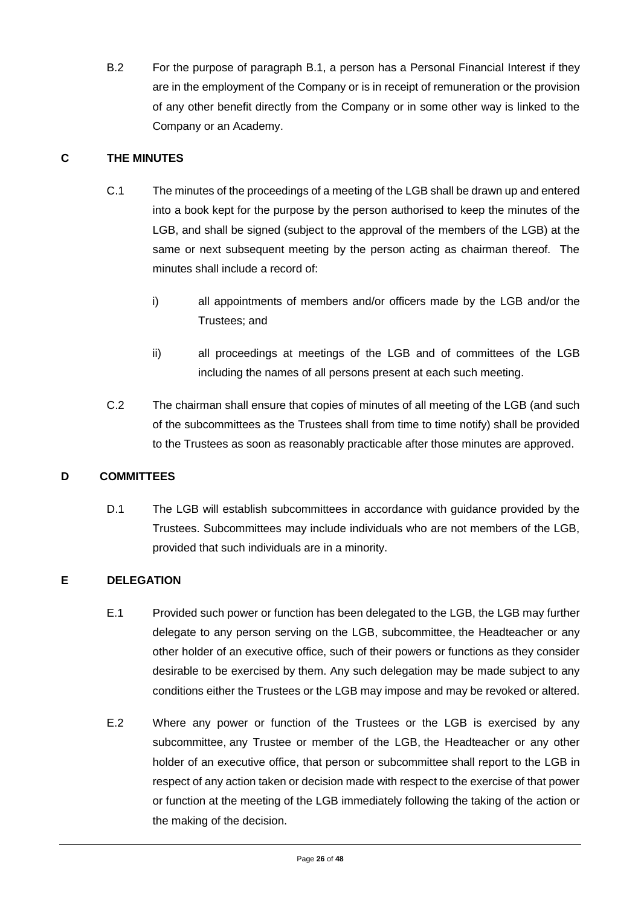B.2 For the purpose of paragraph B.1, a person has a Personal Financial Interest if they are in the employment of the Company or is in receipt of remuneration or the provision of any other benefit directly from the Company or in some other way is linked to the Company or an Academy.

## C THE MINUTES

C.1 The minutes of the proceedings of a meeting of the LGB shall be drawn up and entered into a book kept for the purpose by the person authorised to keep the minutes of the LGB, and shall be signed (subject to the approval of the members of the LGB) at the same or next subsequent meeting by the person acting as chairman thereof. The minutes shall include a record of:

i) all appointments of members and/or officers made by the LGB and/or the Trustees; and

ii) all proceedings at meetings of the LGB and of committees of the LGB including the names of all persons present at each such meeting.

C.2 The chairman shall ensure that copies of minutes of all meeting of the LGB (and such of the subcommittees as the Trustees shall from time to time notify) shall be provided to the Trustees as soon as reasonably practicable after those minutes are approved.

## D COMMITTEES

D.1 The LGB will establish subcommittees in accordance with guidance provided by the Trustees. Subcommittees may include individuals who are not members of the LGB, provided that such individuals are in a minority.

## E DELEGATION

E.1 Provided such power or function has been delegated to the LGB, the LGB may further delegate to any person serving on the LGB, subcommittee, the Headteacher or any other holder of an executive office, such of their powers or functions as they consider desirable to be exercised by them. Any such delegation may be made subject to any conditions either the Trustees or the LGB may impose and may be revoked or altered.

E.2 Where any power or function of the Trustees or the LGB is exercised by any subcommittee, any Trustee or member of the LGB, the Headteacher or any other holder of an executive office, that person or subcommittee shall report to the LGB in respect of any action taken or decision made with respect to the exercise of that power or function at the meeting of the LGB immediately following the taking of the action or the making of the decision.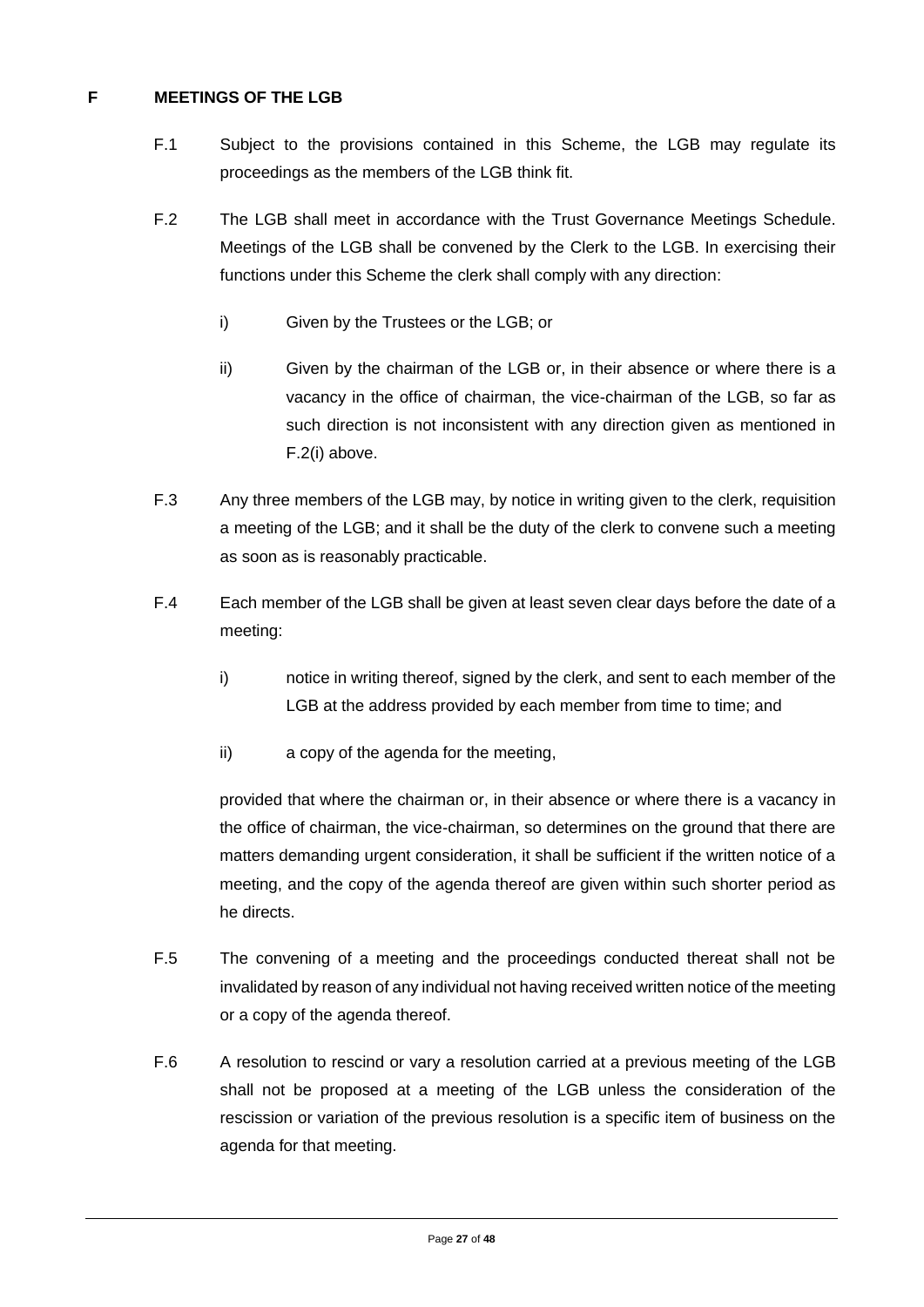## F MEETINGS OF THE LGB

F.1 Subject to the provisions contained in this Scheme, the LGB may regulate its proceedings as the members of the LGB think fit.

F.2 The LGB shall meet in accordance with the Trust Governance Meetings Schedule. Meetings of the LGB shall be convened by the Clerk to the LGB. In exercising their functions under this Scheme the clerk shall comply with any direction:

- i) Given by the Trustees or the LGB; or
- ii) Given by the chairman of the LGB or, in their absence or where there is a vacancy in the office of chairman, the vice-chairman of the LGB, so far as such direction is not inconsistent with any direction given as mentioned in F.2(i) above.

F.3 Any three members of the LGB may, by notice in writing given to the clerk, requisition a meeting of the LGB; and it shall be the duty of the clerk to convene such a meeting as soon as is reasonably practicable.

F.4 Each member of the LGB shall be given at least seven clear days before the date of a meeting:

- i) notice in writing thereof, signed by the clerk, and sent to each member of the LGB at the address provided by each member from time to time; and
- ii) a copy of the agenda for the meeting,

provided that where the chairman or, in their absence or where there is a vacancy in the office of chairman, the vice-chairman, so determines on the ground that there are matters demanding urgent consideration, it shall be sufficient if the written notice of a meeting, and the copy of the agenda thereof are given within such shorter period as he directs.

F.5 The convening of a meeting and the proceedings conducted thereat shall not be invalidated by reason of any individual not having received written notice of the meeting or a copy of the agenda thereof.

F.6 A resolution to rescind or vary a resolution carried at a previous meeting of the LGB shall not be proposed at a meeting of the LGB unless the consideration of the rescission or variation of the previous resolution is a specific item of business on the agenda for that meeting.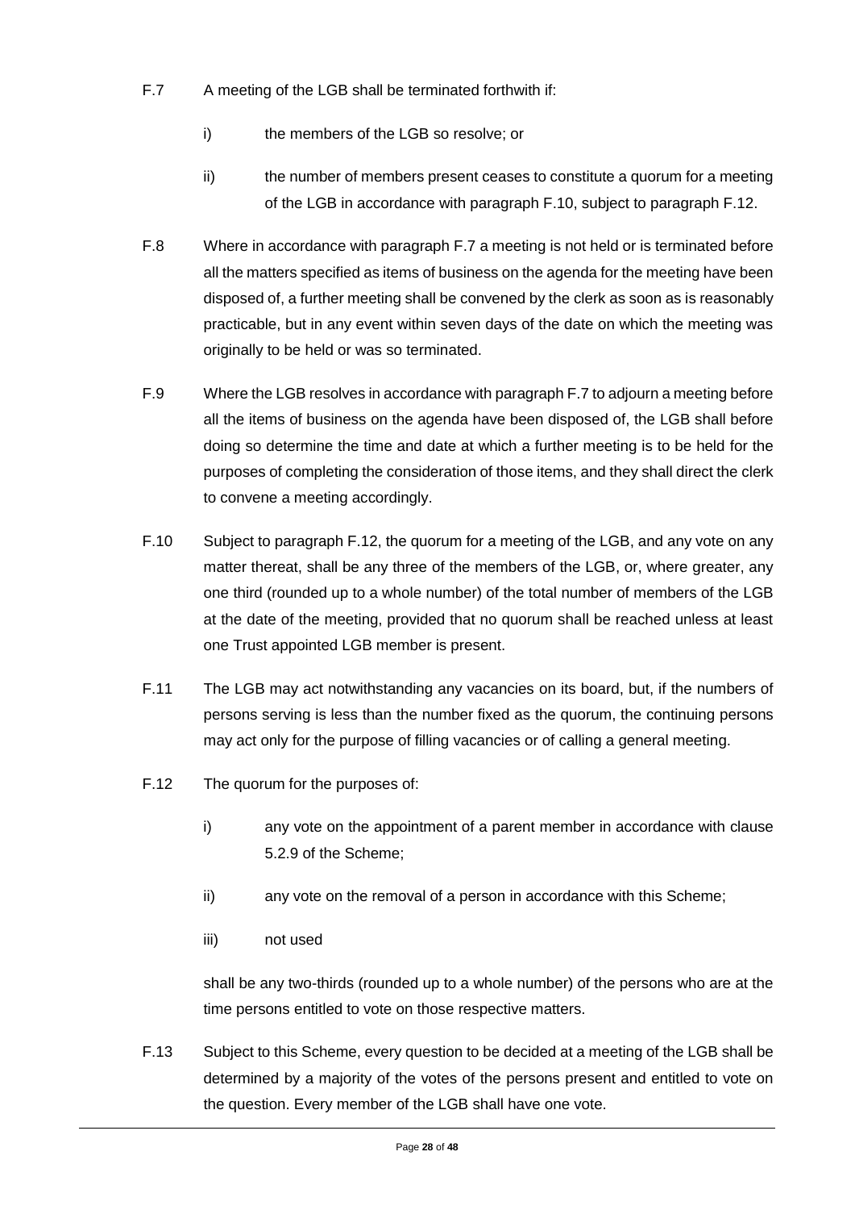F.7 A meeting of the LGB shall be terminated forthwith if:

i) the members of the LGB so resolve; or

ii) the number of members present ceases to constitute a quorum for a meeting of the LGB in accordance with paragraph F.10, subject to paragraph F.12.

F.8 Where in accordance with paragraph F.7 a meeting is not held or is terminated before all the matters specified as items of business on the agenda for the meeting have been disposed of, a further meeting shall be convened by the clerk as soon as is reasonably practicable, but in any event within seven days of the date on which the meeting was originally to be held or was so terminated.

F.9 Where the LGB resolves in accordance with paragraph F.7 to adjourn a meeting before all the items of business on the agenda have been disposed of, the LGB shall before doing so determine the time and date at which a further meeting is to be held for the purposes of completing the consideration of those items, and they shall direct the clerk to convene a meeting accordingly.

F.10 Subject to paragraph F.12, the quorum for a meeting of the LGB, and any vote on any matter thereat, shall be any three of the members of the LGB, or, where greater, any one third (rounded up to a whole number) of the total number of members of the LGB at the date of the meeting, provided that no quorum shall be reached unless at least one Trust appointed LGB member is present.

F.11 The LGB may act notwithstanding any vacancies on its board, but, if the numbers of persons serving is less than the number fixed as the quorum, the continuing persons may act only for the purpose of filling vacancies or of calling a general meeting.

F.12 The quorum for the purposes of:

i) any vote on the appointment of a parent member in accordance with clause 5.2.9 of the Scheme;

ii) any vote on the removal of a person in accordance with this Scheme;

iii) not used

shall be any two-thirds (rounded up to a whole number) of the persons who are at the time persons entitled to vote on those respective matters.

F.13 Subject to this Scheme, every question to be decided at a meeting of the LGB shall be determined by a majority of the votes of the persons present and entitled to vote on the question. Every member of the LGB shall have one vote.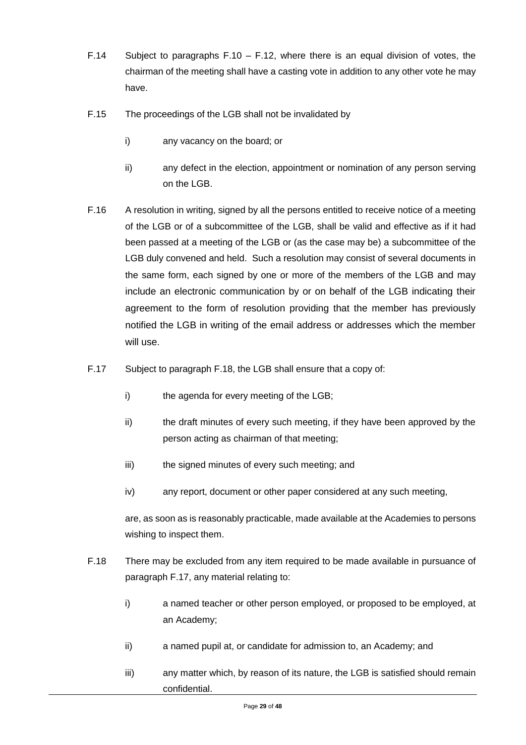F.14 Subject to paragraphs F.10 – F.12, where there is an equal division of votes, the chairman of the meeting shall have a casting vote in addition to any other vote he may have.

F.15 The proceedings of the LGB shall not be invalidated by

i) any vacancy on the board; or

ii) any defect in the election, appointment or nomination of any person serving on the LGB.

F.16 A resolution in writing, signed by all the persons entitled to receive notice of a meeting of the LGB or of a subcommittee of the LGB, shall be valid and effective as if it had been passed at a meeting of the LGB or (as the case may be) a subcommittee of the LGB duly convened and held. Such a resolution may consist of several documents in the same form, each signed by one or more of the members of the LGB and may include an electronic communication by or on behalf of the LGB indicating their agreement to the form of resolution providing that the member has previously notified the LGB in writing of the email address or addresses which the member will use.

F.17 Subject to paragraph F.18, the LGB shall ensure that a copy of:

i) the agenda for every meeting of the LGB;

ii) the draft minutes of every such meeting, if they have been approved by the person acting as chairman of that meeting;

iii) the signed minutes of every such meeting; and

iv) any report, document or other paper considered at any such meeting,

are, as soon as is reasonably practicable, made available at the Academies to persons wishing to inspect them.

F.18 There may be excluded from any item required to be made available in pursuance of paragraph F.17, any material relating to:

i) a named teacher or other person employed, or proposed to be employed, at an Academy;

ii) a named pupil at, or candidate for admission to, an Academy; and

iii) any matter which, by reason of its nature, the LGB is satisfied should remain confidential.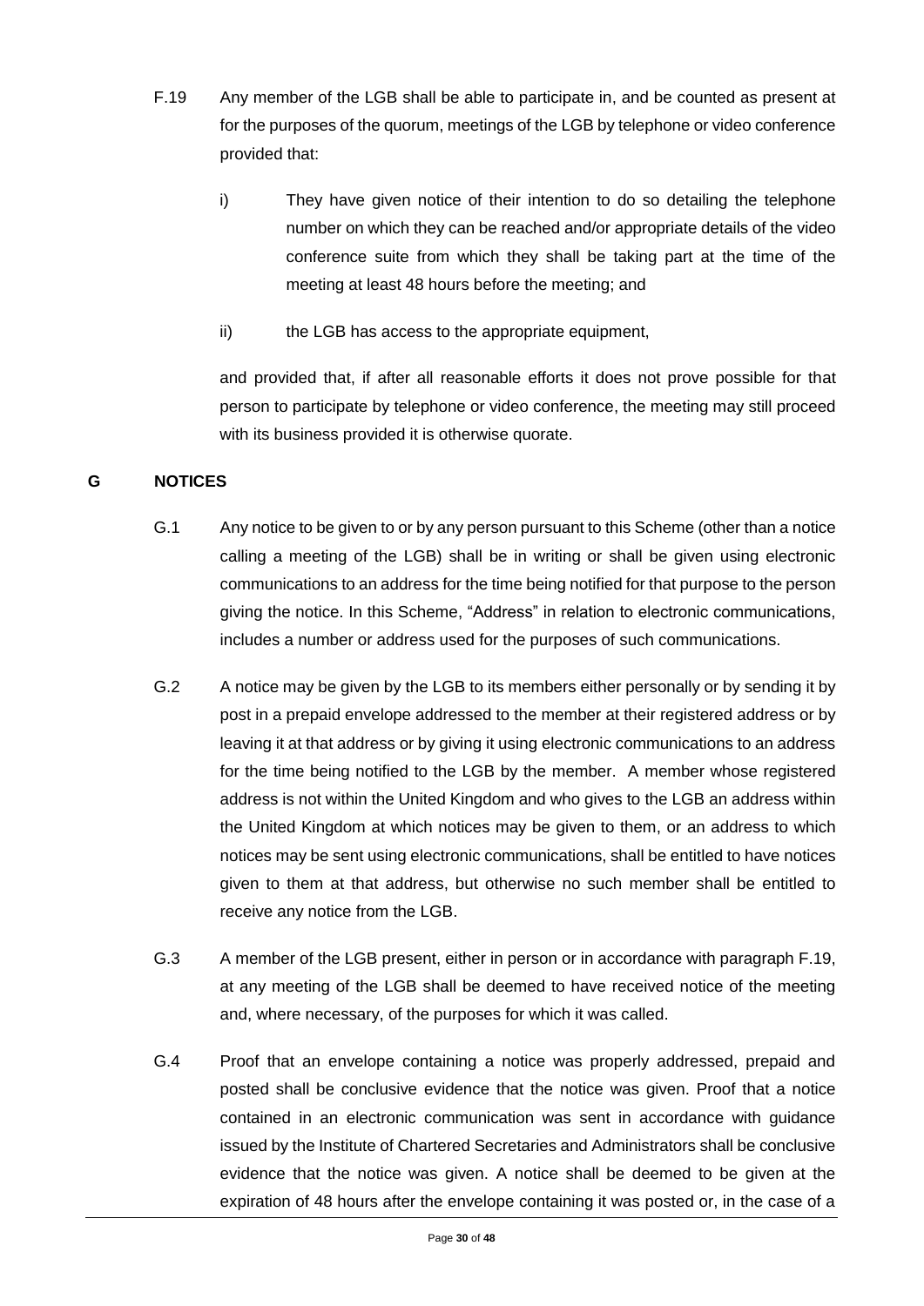F.19 Any member of the LGB shall be able to participate in, and be counted as present at for the purposes of the quorum, meetings of the LGB by telephone or video conference provided that:

i) They have given notice of their intention to do so detailing the telephone number on which they can be reached and/or appropriate details of the video conference suite from which they shall be taking part at the time of the meeting at least 48 hours before the meeting; and

ii) the LGB has access to the appropriate equipment,

and provided that, if after all reasonable efforts it does not prove possible for that person to participate by telephone or video conference, the meeting may still proceed with its business provided it is otherwise quorate.

## G NOTICES

G.1 Any notice to be given to or by any person pursuant to this Scheme (other than a notice calling a meeting of the LGB) shall be in writing or shall be given using electronic communications to an address for the time being notified for that purpose to the person giving the notice. In this Scheme, "Address" in relation to electronic communications, includes a number or address used for the purposes of such communications.

G.2 A notice may be given by the LGB to its members either personally or by sending it by post in a prepaid envelope addressed to the member at their registered address or by leaving it at that address or by giving it using electronic communications to an address for the time being notified to the LGB by the member. A member whose registered address is not within the United Kingdom and who gives to the LGB an address within the United Kingdom at which notices may be given to them, or an address to which notices may be sent using electronic communications, shall be entitled to have notices given to them at that address, but otherwise no such member shall be entitled to receive any notice from the LGB.

G.3 A member of the LGB present, either in person or in accordance with paragraph F.19, at any meeting of the LGB shall be deemed to have received notice of the meeting and, where necessary, of the purposes for which it was called.

G.4 Proof that an envelope containing a notice was properly addressed, prepaid and posted shall be conclusive evidence that the notice was given. Proof that a notice contained in an electronic communication was sent in accordance with guidance issued by the Institute of Chartered Secretaries and Administrators shall be conclusive evidence that the notice was given. A notice shall be deemed to be given at the expiration of 48 hours after the envelope containing it was posted or, in the case of a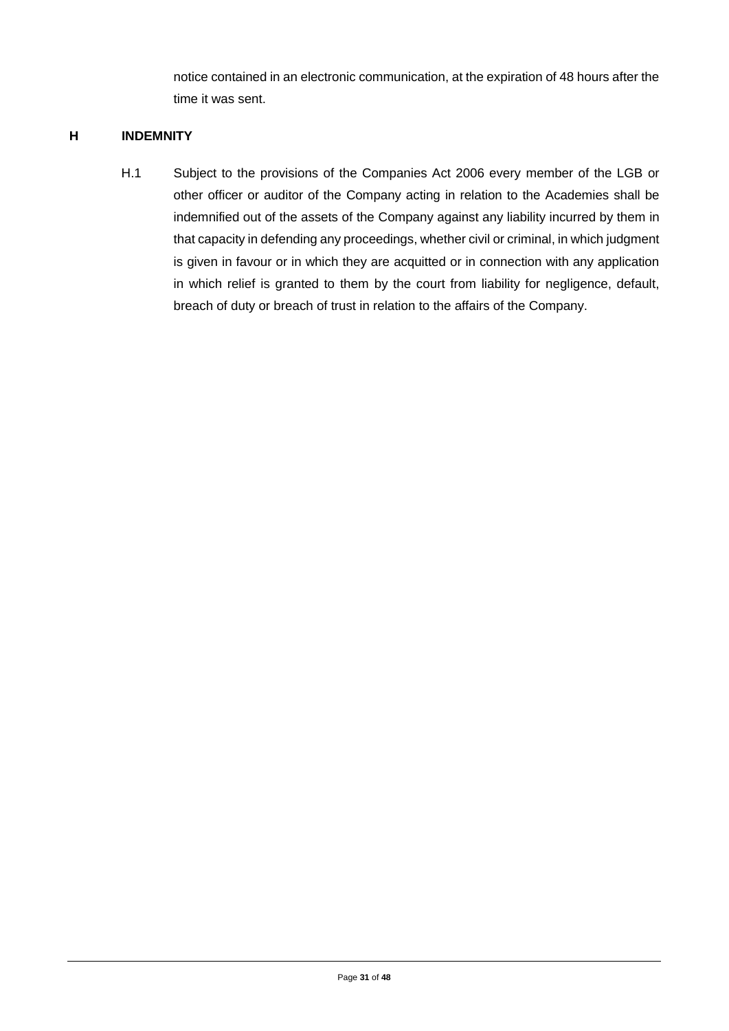notice contained in an electronic communication, at the expiration of 48 hours after the time it was sent.

## H INDEMNITY

H.1 Subject to the provisions of the Companies Act 2006 every member of the LGB or other officer or auditor of the Company acting in relation to the Academies shall be indemnified out of the assets of the Company against any liability incurred by them in that capacity in defending any proceedings, whether civil or criminal, in which judgment is given in favour or in which they are acquitted or in connection with any application in which relief is granted to them by the court from liability for negligence, default, breach of duty or breach of trust in relation to the affairs of the Company.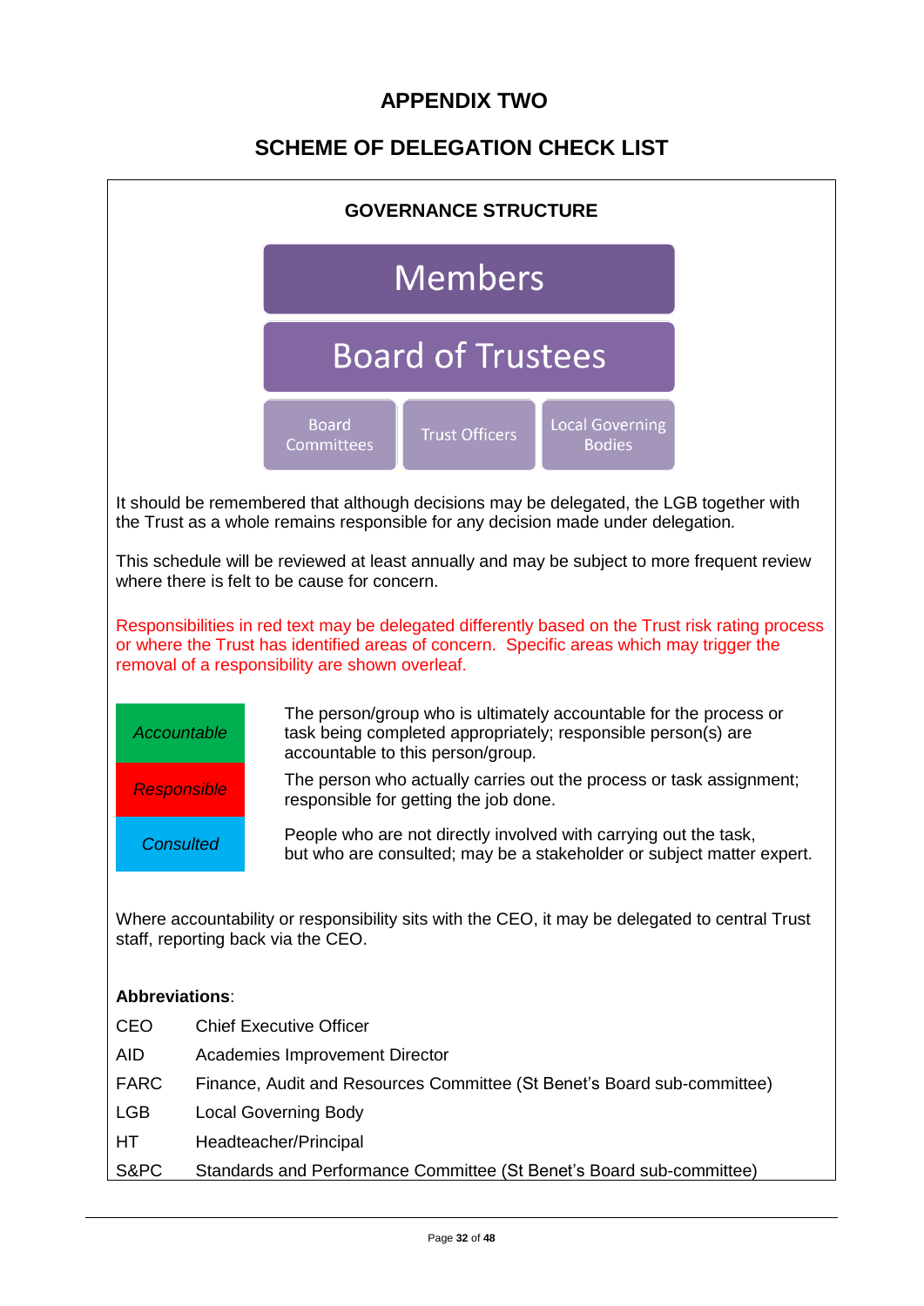# APPENDIX TWO

## SCHEME OF DELEGATION CHECK LIST

### GOVERNANCE STRUCTURE

Members

Board of Trustees

Board Committees | Trust Officers | Local Governing Bodies

It should be remembered that although decisions may be delegated, the LGB together with the Trust as a whole remains responsible for any decision made under delegation.

This schedule will be reviewed at least annually and may be subject to more frequent review where there is felt to be cause for concern.

Responsibilities in red text may be delegated differently based on the Trust risk rating process or where the Trust has identified areas of concern. Specific areas which may trigger the removal of a responsibility are shown overleaf.

| | |
|---|---|
| *Accountable* | The person/group who is ultimately accountable for the process or task being completed appropriately; responsible person(s) are accountable to this person/group. |
| *Responsible* | The person who actually carries out the process or task assignment; responsible for getting the job done. |
| *Consulted* | People who are not directly involved with carrying out the task, but who are consulted; may be a stakeholder or subject matter expert. |

Where accountability or responsibility sits with the CEO, it may be delegated to central Trust staff, reporting back via the CEO.

**Abbreviations**:

| | |
|---|---|
| CEO | Chief Executive Officer |
| AID | Academies Improvement Director |
| FARC | Finance, Audit and Resources Committee (St Benet's Board sub-committee) |
| LGB | Local Governing Body |
| HT | Headteacher/Principal |
| S&PC | Standards and Performance Committee (St Benet's Board sub-committee) |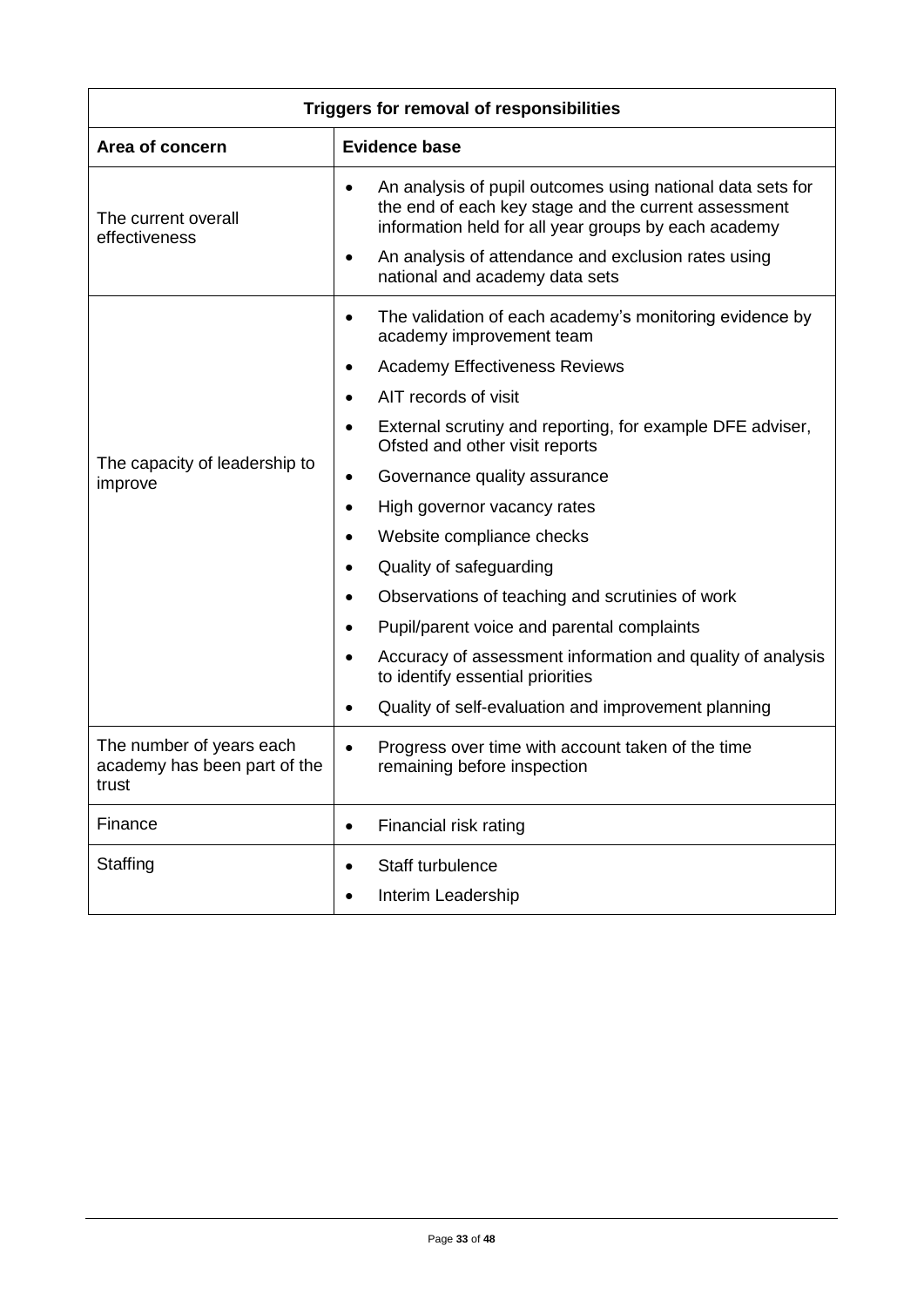| Triggers for removal of responsibilities | |
|---|---|
| **Area of concern** | **Evidence base** |
| The current overall effectiveness | • An analysis of pupil outcomes using national data sets for the end of each key stage and the current assessment information held for all year groups by each academy<br>• An analysis of attendance and exclusion rates using national and academy data sets |
| The capacity of leadership to improve | • The validation of each academy's monitoring evidence by academy improvement team<br>• Academy Effectiveness Reviews<br>• AIT records of visit<br>• External scrutiny and reporting, for example DFE adviser, Ofsted and other visit reports<br>• Governance quality assurance<br>• High governor vacancy rates<br>• Website compliance checks<br>• Quality of safeguarding<br>• Observations of teaching and scrutinies of work<br>• Pupil/parent voice and parental complaints<br>• Accuracy of assessment information and quality of analysis to identify essential priorities<br>• Quality of self-evaluation and improvement planning |
| The number of years each academy has been part of the trust | • Progress over time with account taken of the time remaining before inspection |
| Finance | • Financial risk rating |
| Staffing | • Staff turbulence<br>• Interim Leadership |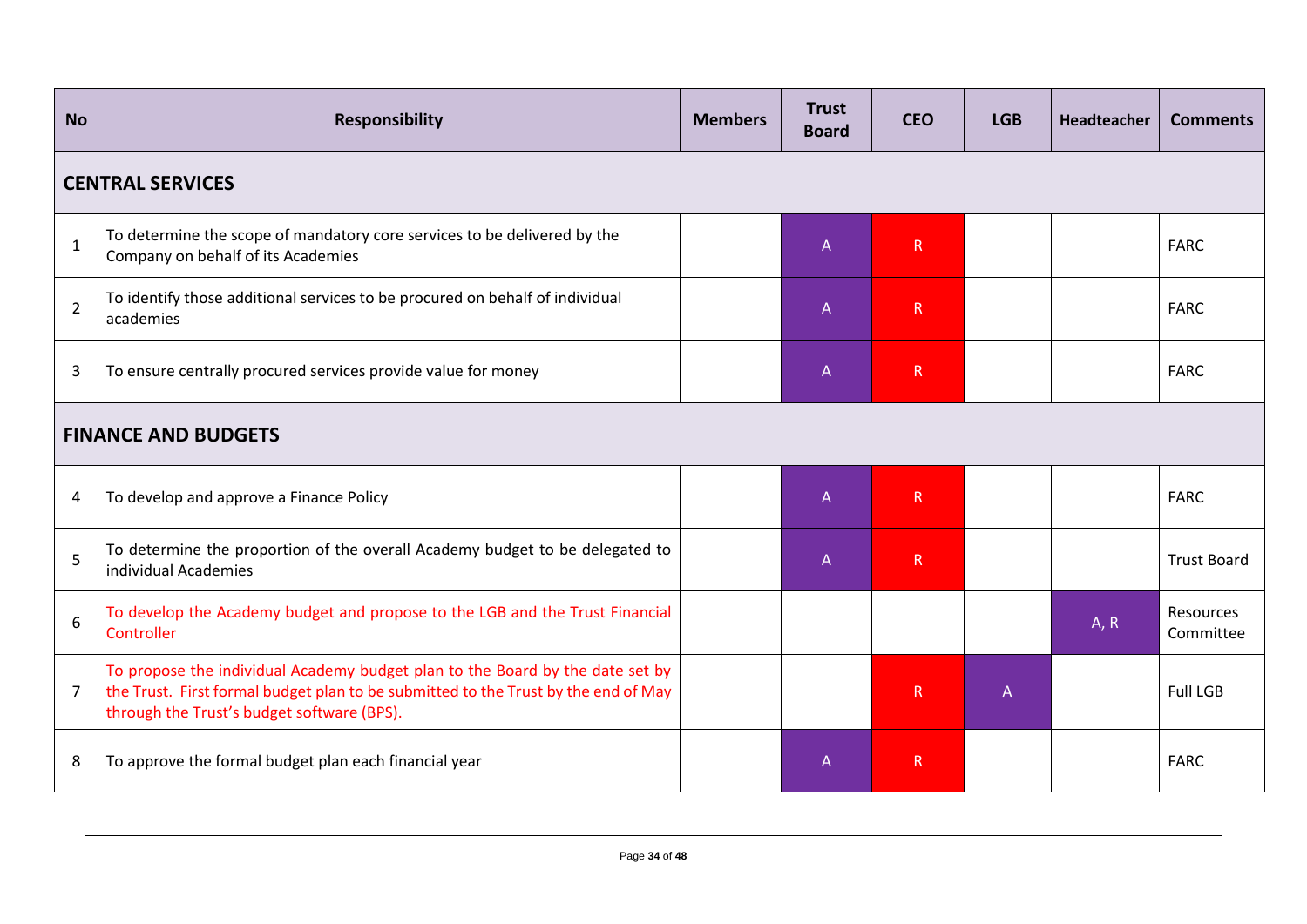| No | Responsibility | Members | Trust Board | CEO | LGB | Headteacher | Comments |
|---|---|---|---|---|---|---|---|
| **CENTRAL SERVICES** | | | | | | | |
| 1 | To determine the scope of mandatory core services to be delivered by the Company on behalf of its Academies | | A | R | | | FARC |
| 2 | To identify those additional services to be procured on behalf of individual academies | | A | R | | | FARC |
| 3 | To ensure centrally procured services provide value for money | | A | R | | | FARC |
| **FINANCE AND BUDGETS** | | | | | | | |
| 4 | To develop and approve a Finance Policy | | A | R | | | FARC |
| 5 | To determine the proportion of the overall Academy budget to be delegated to individual Academies | | A | R | | | Trust Board |
| 6 | To develop the Academy budget and propose to the LGB and the Trust Financial Controller | | | | | A, R | Resources Committee |
| 7 | To propose the individual Academy budget plan to the Board by the date set by the Trust. First formal budget plan to be submitted to the Trust by the end of May through the Trust's budget software (BPS). | | | R | A | | Full LGB |
| 8 | To approve the formal budget plan each financial year | | A | R | | | FARC |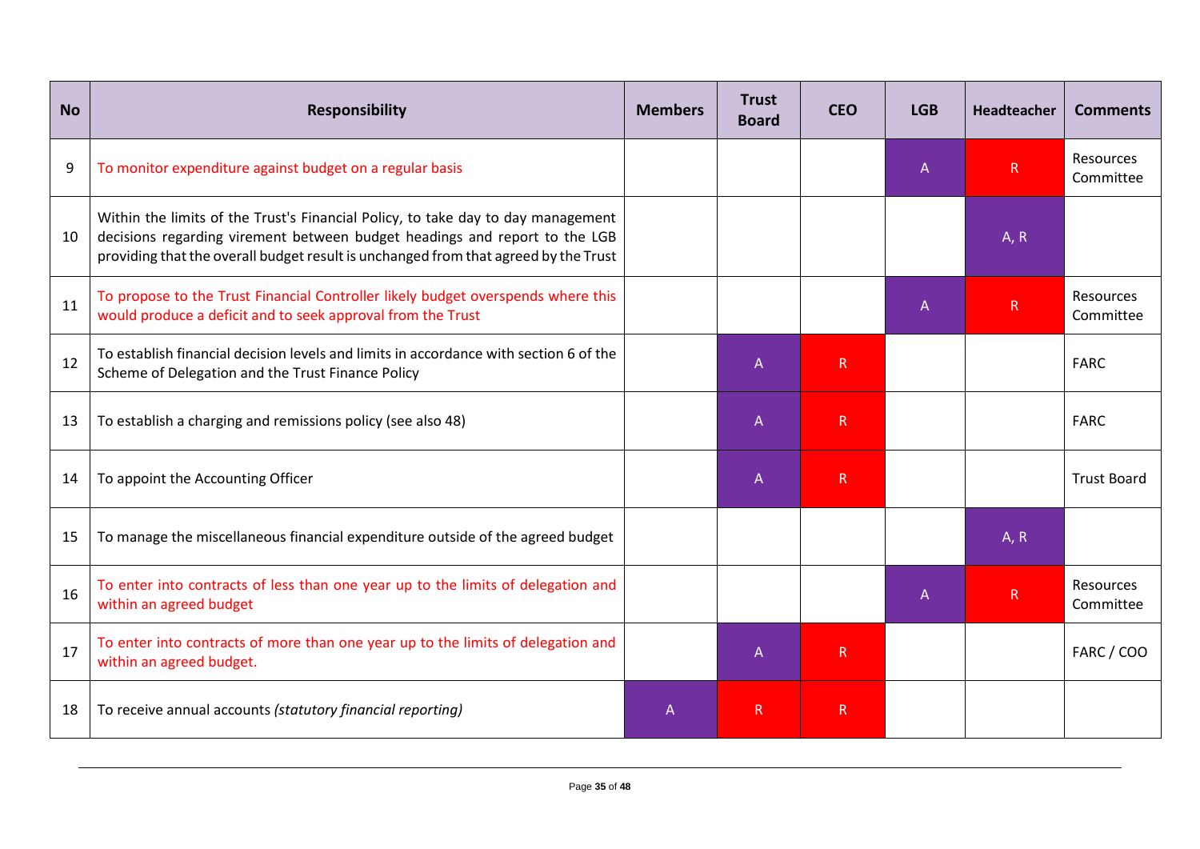| No | Responsibility | Members | Trust Board | CEO | LGB | Headteacher | Comments |
|---|---|---|---|---|---|---|---|
| 9 | To monitor expenditure against budget on a regular basis | | | | A | R | Resources Committee |
| 10 | Within the limits of the Trust's Financial Policy, to take day to day management decisions regarding virement between budget headings and report to the LGB providing that the overall budget result is unchanged from that agreed by the Trust | | | | | A, R | |
| 11 | To propose to the Trust Financial Controller likely budget overspends where this would produce a deficit and to seek approval from the Trust | | | | A | R | Resources Committee |
| 12 | To establish financial decision levels and limits in accordance with section 6 of the Scheme of Delegation and the Trust Finance Policy | | A | R | | | FARC |
| 13 | To establish a charging and remissions policy (see also 48) | | A | R | | | FARC |
| 14 | To appoint the Accounting Officer | | A | R | | | Trust Board |
| 15 | To manage the miscellaneous financial expenditure outside of the agreed budget | | | | | A, R | |
| 16 | To enter into contracts of less than one year up to the limits of delegation and within an agreed budget | | | | A | R | Resources Committee |
| 17 | To enter into contracts of more than one year up to the limits of delegation and within an agreed budget. | | A | R | | | FARC / COO |
| 18 | To receive annual accounts *(statutory financial reporting)* | A | R | R | | | |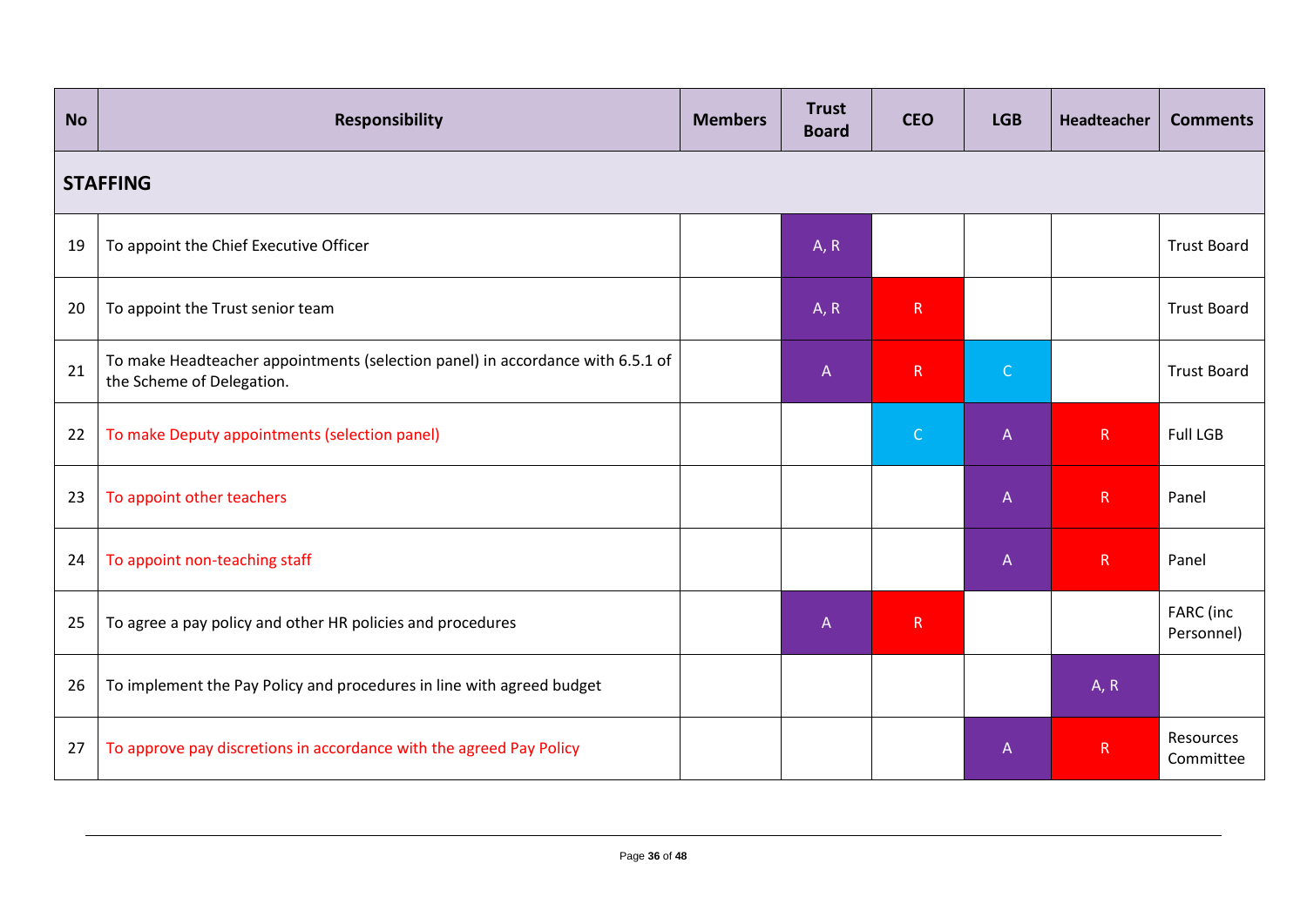| No | Responsibility | Members | Trust Board | CEO | LGB | Headteacher | Comments |
|---|---|---|---|---|---|---|---|
| **STAFFING** | | | | | | | |
| 19 | To appoint the Chief Executive Officer | | A, R | | | | Trust Board |
| 20 | To appoint the Trust senior team | | A, R | R | | | Trust Board |
| 21 | To make Headteacher appointments (selection panel) in accordance with 6.5.1 of the Scheme of Delegation. | | A | R | C | | Trust Board |
| 22 | To make Deputy appointments (selection panel) | | | C | A | R | Full LGB |
| 23 | To appoint other teachers | | | | A | R | Panel |
| 24 | To appoint non-teaching staff | | | | A | R | Panel |
| 25 | To agree a pay policy and other HR policies and procedures | | A | R | | | FARC (inc Personnel) |
| 26 | To implement the Pay Policy and procedures in line with agreed budget | | | | | A, R | |
| 27 | To approve pay discretions in accordance with the agreed Pay Policy | | | | A | R | Resources Committee |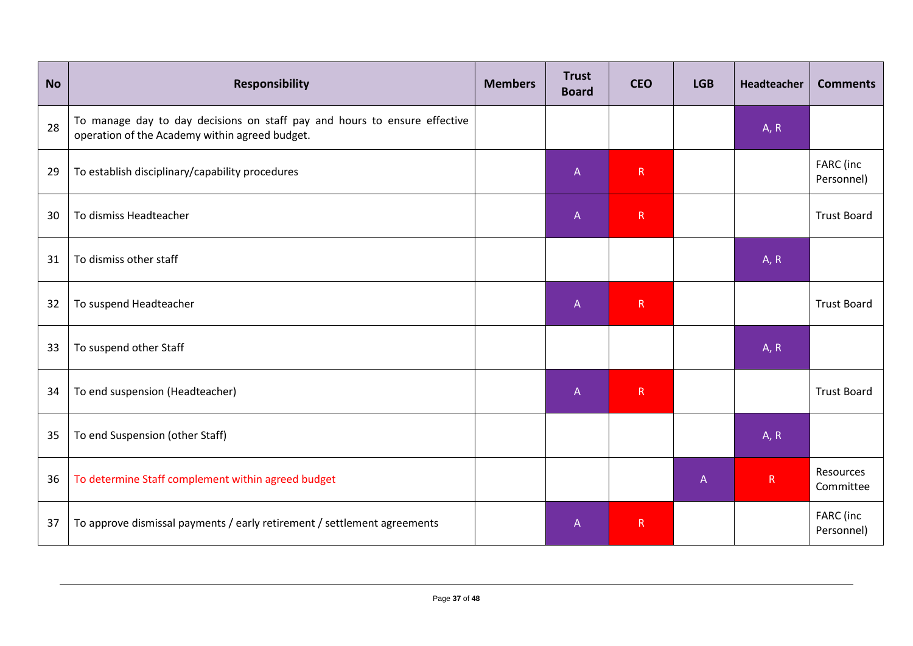| No | Responsibility | Members | Trust Board | CEO | LGB | Headteacher | Comments |
|---|---|---|---|---|---|---|---|
| 28 | To manage day to day decisions on staff pay and hours to ensure effective operation of the Academy within agreed budget. | | | | | A, R | |
| 29 | To establish disciplinary/capability procedures | | A | R | | | FARC (inc Personnel) |
| 30 | To dismiss Headteacher | | A | R | | | Trust Board |
| 31 | To dismiss other staff | | | | | A, R | |
| 32 | To suspend Headteacher | | A | R | | | Trust Board |
| 33 | To suspend other Staff | | | | | A, R | |
| 34 | To end suspension (Headteacher) | | A | R | | | Trust Board |
| 35 | To end Suspension (other Staff) | | | | | A, R | |
| 36 | To determine Staff complement within agreed budget | | | | A | R | Resources Committee |
| 37 | To approve dismissal payments / early retirement / settlement agreements | | A | R | | | FARC (inc Personnel) |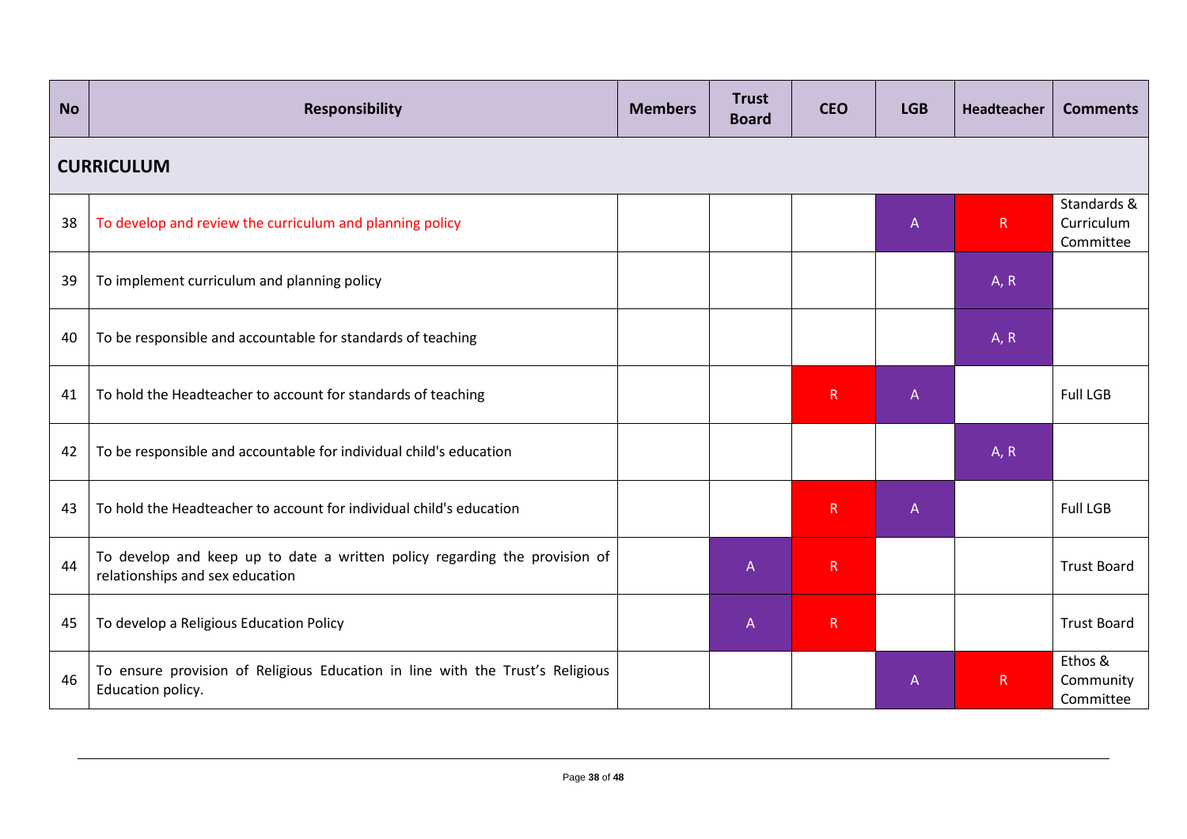| No | Responsibility | Members | Trust Board | CEO | LGB | Headteacher | Comments |
|---|---|---|---|---|---|---|---|
| **CURRICULUM** | | | | | | | |
| 38 | To develop and review the curriculum and planning policy | | | | A | R | Standards & Curriculum Committee |
| 39 | To implement curriculum and planning policy | | | | | A, R | |
| 40 | To be responsible and accountable for standards of teaching | | | | | A, R | |
| 41 | To hold the Headteacher to account for standards of teaching | | | R | A | | Full LGB |
| 42 | To be responsible and accountable for individual child's education | | | | | A, R | |
| 43 | To hold the Headteacher to account for individual child's education | | | R | A | | Full LGB |
| 44 | To develop and keep up to date a written policy regarding the provision of relationships and sex education | | A | R | | | Trust Board |
| 45 | To develop a Religious Education Policy | | A | R | | | Trust Board |
| 46 | To ensure provision of Religious Education in line with the Trust's Religious Education policy. | | | | A | R | Ethos & Community Committee |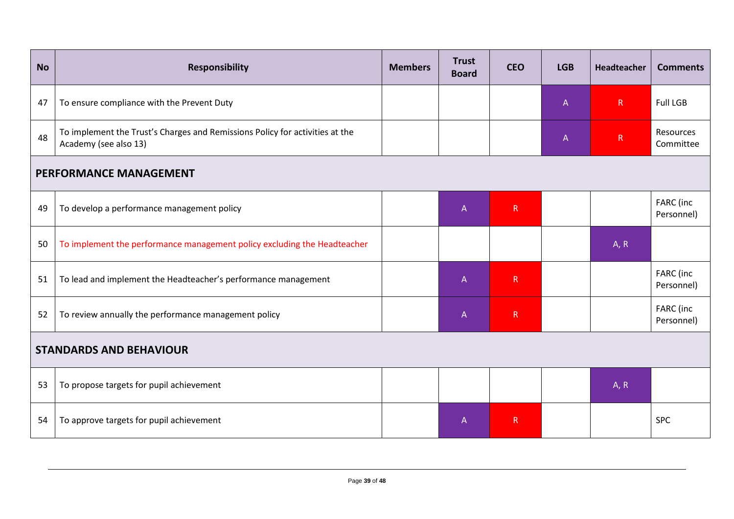| No | Responsibility | Members | Trust Board | CEO | LGB | Headteacher | Comments |
| --- | --- | --- | --- | --- | --- | --- | --- |
| 47 | To ensure compliance with the Prevent Duty | | | | A | R | Full LGB |
| 48 | To implement the Trust's Charges and Remissions Policy for activities at the Academy (see also 13) | | | | A | R | Resources Committee |
| **PERFORMANCE MANAGEMENT** | | | | | | | |
| 49 | To develop a performance management policy | | A | R | | | FARC (inc Personnel) |
| 50 | To implement the performance management policy excluding the Headteacher | | | | | A, R | |
| 51 | To lead and implement the Headteacher's performance management | | A | R | | | FARC (inc Personnel) |
| 52 | To review annually the performance management policy | | A | R | | | FARC (inc Personnel) |
| **STANDARDS AND BEHAVIOUR** | | | | | | | |
| 53 | To propose targets for pupil achievement | | | | | A, R | |
| 54 | To approve targets for pupil achievement | | A | R | | | SPC |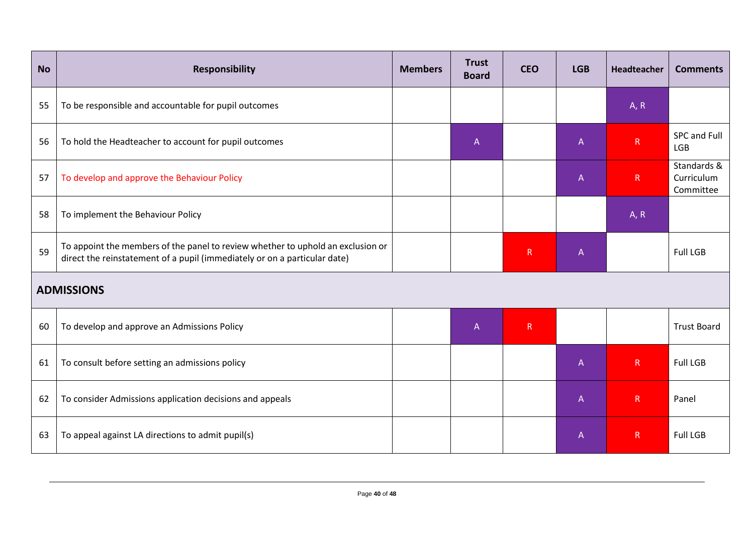| No | Responsibility | Members | Trust Board | CEO | LGB | Headteacher | Comments |
|---|---|---|---|---|---|---|---|
| 55 | To be responsible and accountable for pupil outcomes | | | | | A, R | |
| 56 | To hold the Headteacher to account for pupil outcomes | | A | | A | R | SPC and Full LGB |
| 57 | To develop and approve the Behaviour Policy | | | | A | R | Standards & Curriculum Committee |
| 58 | To implement the Behaviour Policy | | | | | A, R | |
| 59 | To appoint the members of the panel to review whether to uphold an exclusion or direct the reinstatement of a pupil (immediately or on a particular date) | | | R | A | | Full LGB |
| **ADMISSIONS** | | | | | | | |
| 60 | To develop and approve an Admissions Policy | | A | R | | | Trust Board |
| 61 | To consult before setting an admissions policy | | | | A | R | Full LGB |
| 62 | To consider Admissions application decisions and appeals | | | | A | R | Panel |
| 63 | To appeal against LA directions to admit pupil(s) | | | | A | R | Full LGB |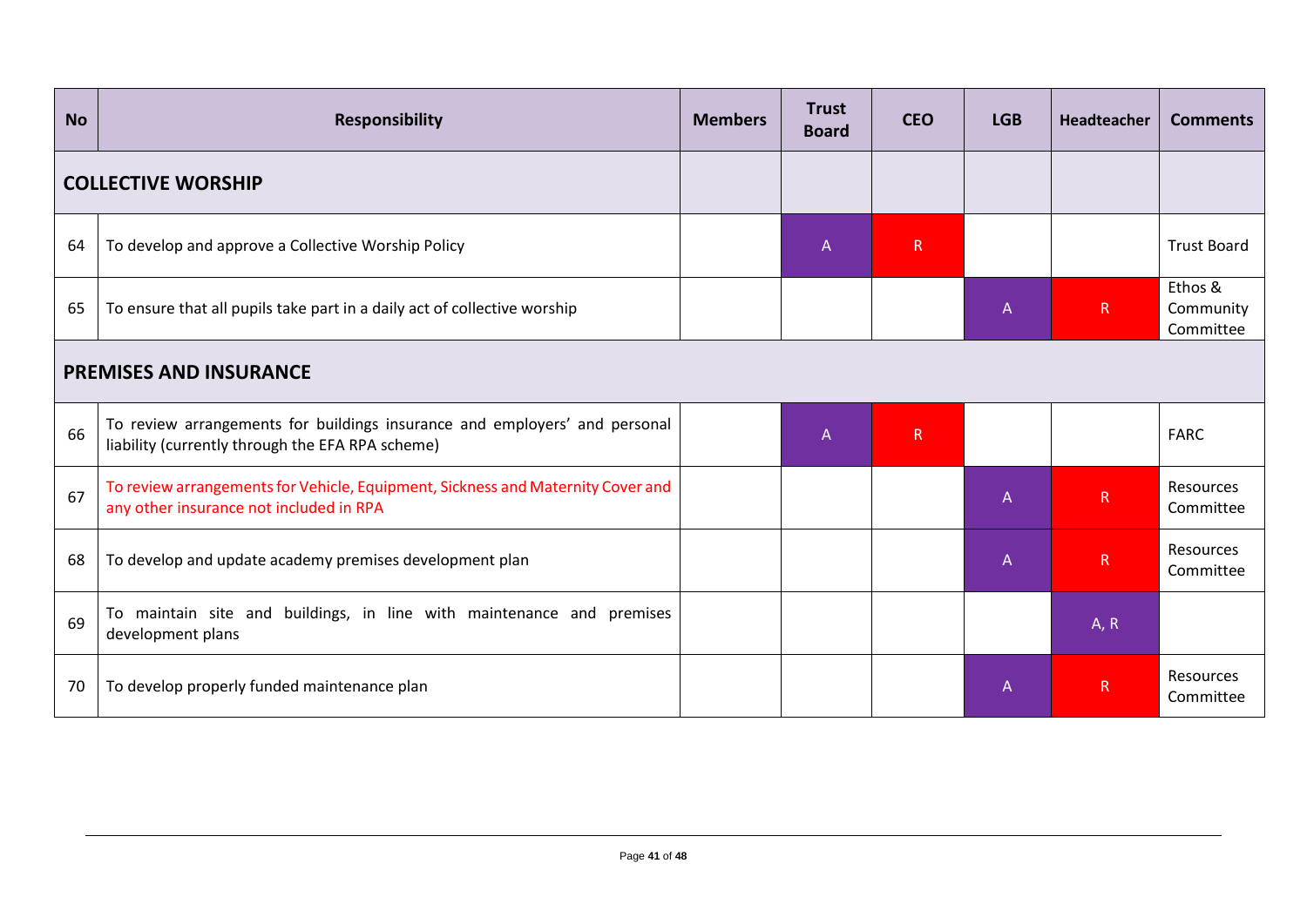| No | Responsibility | Members | Trust Board | CEO | LGB | Headteacher | Comments |
|---|---|---|---|---|---|---|---|
| **COLLECTIVE WORSHIP** | | | | | | | |
| 64 | To develop and approve a Collective Worship Policy | | A | R | | | Trust Board |
| 65 | To ensure that all pupils take part in a daily act of collective worship | | | | A | R | Ethos & Community Committee |
| **PREMISES AND INSURANCE** | | | | | | | |
| 66 | To review arrangements for buildings insurance and employers' and personal liability (currently through the EFA RPA scheme) | | A | R | | | FARC |
| 67 | To review arrangements for Vehicle, Equipment, Sickness and Maternity Cover and any other insurance not included in RPA | | | | A | R | Resources Committee |
| 68 | To develop and update academy premises development plan | | | | A | R | Resources Committee |
| 69 | To maintain site and buildings, in line with maintenance and premises development plans | | | | | A, R | |
| 70 | To develop properly funded maintenance plan | | | | A | R | Resources Committee |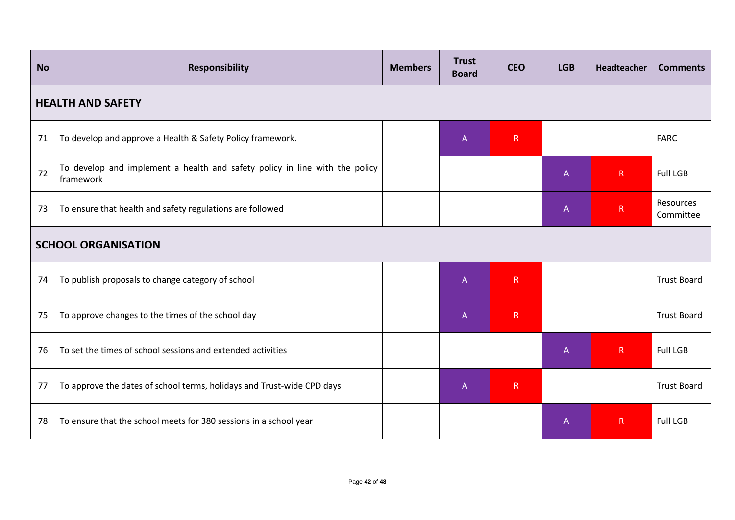| No | Responsibility | Members | Trust Board | CEO | LGB | Headteacher | Comments |
|---|---|---|---|---|---|---|---|
| **HEALTH AND SAFETY** | | | | | | | |
| 71 | To develop and approve a Health & Safety Policy framework. | | A | R | | | FARC |
| 72 | To develop and implement a health and safety policy in line with the policy framework | | | | A | R | Full LGB |
| 73 | To ensure that health and safety regulations are followed | | | | A | R | Resources Committee |
| **SCHOOL ORGANISATION** | | | | | | | |
| 74 | To publish proposals to change category of school | | A | R | | | Trust Board |
| 75 | To approve changes to the times of the school day | | A | R | | | Trust Board |
| 76 | To set the times of school sessions and extended activities | | | | A | R | Full LGB |
| 77 | To approve the dates of school terms, holidays and Trust-wide CPD days | | A | R | | | Trust Board |
| 78 | To ensure that the school meets for 380 sessions in a school year | | | | A | R | Full LGB |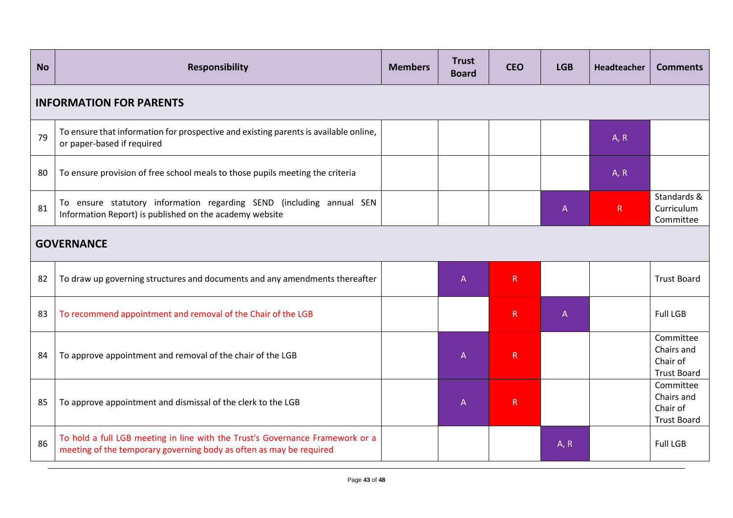| No | Responsibility | Members | Trust Board | CEO | LGB | Headteacher | Comments |
|---|---|---|---|---|---|---|---|
| **INFORMATION FOR PARENTS** | | | | | | | |
| 79 | To ensure that information for prospective and existing parents is available online, or paper-based if required | | | | | A, R | |
| 80 | To ensure provision of free school meals to those pupils meeting the criteria | | | | | A, R | |
| 81 | To ensure statutory information regarding SEND (including annual SEN Information Report) is published on the academy website | | | | A | R | Standards & Curriculum Committee |
| **GOVERNANCE** | | | | | | | |
| 82 | To draw up governing structures and documents and any amendments thereafter | | A | R | | | Trust Board |
| 83 | To recommend appointment and removal of the Chair of the LGB | | | R | A | | Full LGB |
| 84 | To approve appointment and removal of the chair of the LGB | | A | R | | | Committee Chairs and Chair of Trust Board |
| 85 | To approve appointment and dismissal of the clerk to the LGB | | A | R | | | Committee Chairs and Chair of Trust Board |
| 86 | To hold a full LGB meeting in line with the Trust's Governance Framework or a meeting of the temporary governing body as often as may be required | | | | A, R | | Full LGB |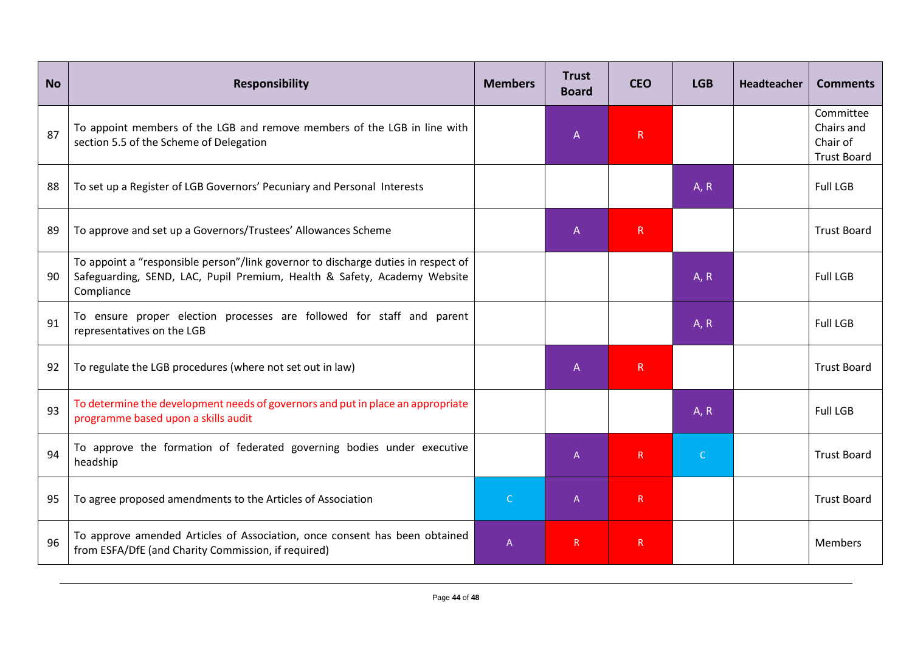| No | Responsibility | Members | Trust Board | CEO | LGB | Headteacher | Comments |
|---|---|---|---|---|---|---|---|
| 87 | To appoint members of the LGB and remove members of the LGB in line with section 5.5 of the Scheme of Delegation | | A | R | | | Committee Chairs and Chair of Trust Board |
| 88 | To set up a Register of LGB Governors' Pecuniary and Personal Interests | | | | A, R | | Full LGB |
| 89 | To approve and set up a Governors/Trustees' Allowances Scheme | | A | R | | | Trust Board |
| 90 | To appoint a "responsible person"/link governor to discharge duties in respect of Safeguarding, SEND, LAC, Pupil Premium, Health & Safety, Academy Website Compliance | | | | A, R | | Full LGB |
| 91 | To ensure proper election processes are followed for staff and parent representatives on the LGB | | | | A, R | | Full LGB |
| 92 | To regulate the LGB procedures (where not set out in law) | | A | R | | | Trust Board |
| 93 | To determine the development needs of governors and put in place an appropriate programme based upon a skills audit | | | | A, R | | Full LGB |
| 94 | To approve the formation of federated governing bodies under executive headship | | A | R | C | | Trust Board |
| 95 | To agree proposed amendments to the Articles of Association | C | A | R | | | Trust Board |
| 96 | To approve amended Articles of Association, once consent has been obtained from ESFA/DfE (and Charity Commission, if required) | A | R | R | | | Members |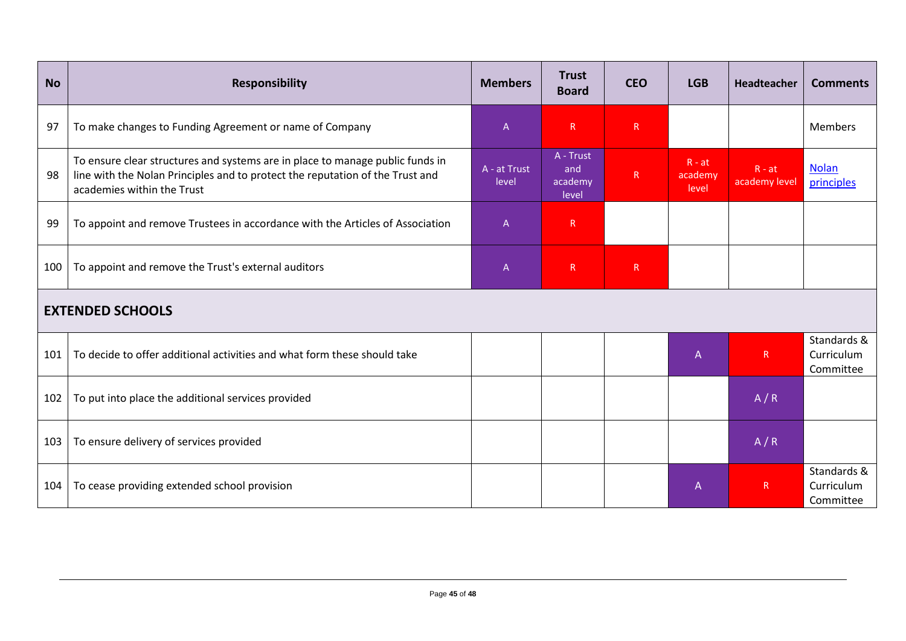| No | Responsibility | Members | Trust Board | CEO | LGB | Headteacher | Comments |
|---|---|---|---|---|---|---|---|
| 97 | To make changes to Funding Agreement or name of Company | A | R | R | | | Members |
| 98 | To ensure clear structures and systems are in place to manage public funds in line with the Nolan Principles and to protect the reputation of the Trust and academies within the Trust | A - at Trust level | A - Trust and academy level | R | R - at academy level | R - at academy level | Nolan principles |
| 99 | To appoint and remove Trustees in accordance with the Articles of Association | A | R | | | | |
| 100 | To appoint and remove the Trust's external auditors | A | R | R | | | |
| **EXTENDED SCHOOLS** | | | | | | | |
| 101 | To decide to offer additional activities and what form these should take | | | | A | R | Standards & Curriculum Committee |
| 102 | To put into place the additional services provided | | | | | A / R | |
| 103 | To ensure delivery of services provided | | | | | A / R | |
| 104 | To cease providing extended school provision | | | | A | R | Standards & Curriculum Committee |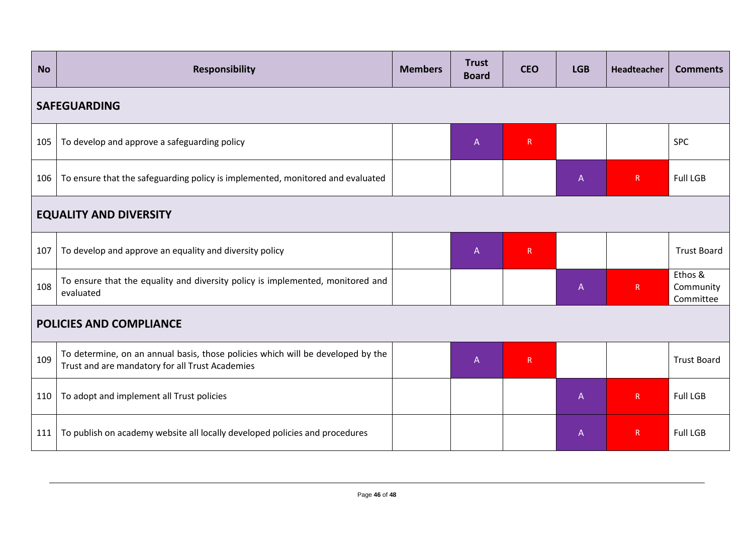| No | Responsibility | Members | Trust Board | CEO | LGB | Headteacher | Comments |
|---|---|---|---|---|---|---|---|
| **SAFEGUARDING** | | | | | | | |
| 105 | To develop and approve a safeguarding policy | | A | R | | | SPC |
| 106 | To ensure that the safeguarding policy is implemented, monitored and evaluated | | | | A | R | Full LGB |
| **EQUALITY AND DIVERSITY** | | | | | | | |
| 107 | To develop and approve an equality and diversity policy | | A | R | | | Trust Board |
| 108 | To ensure that the equality and diversity policy is implemented, monitored and evaluated | | | | A | R | Ethos & Community Committee |
| **POLICIES AND COMPLIANCE** | | | | | | | |
| 109 | To determine, on an annual basis, those policies which will be developed by the Trust and are mandatory for all Trust Academies | | A | R | | | Trust Board |
| 110 | To adopt and implement all Trust policies | | | | A | R | Full LGB |
| 111 | To publish on academy website all locally developed policies and procedures | | | | A | R | Full LGB |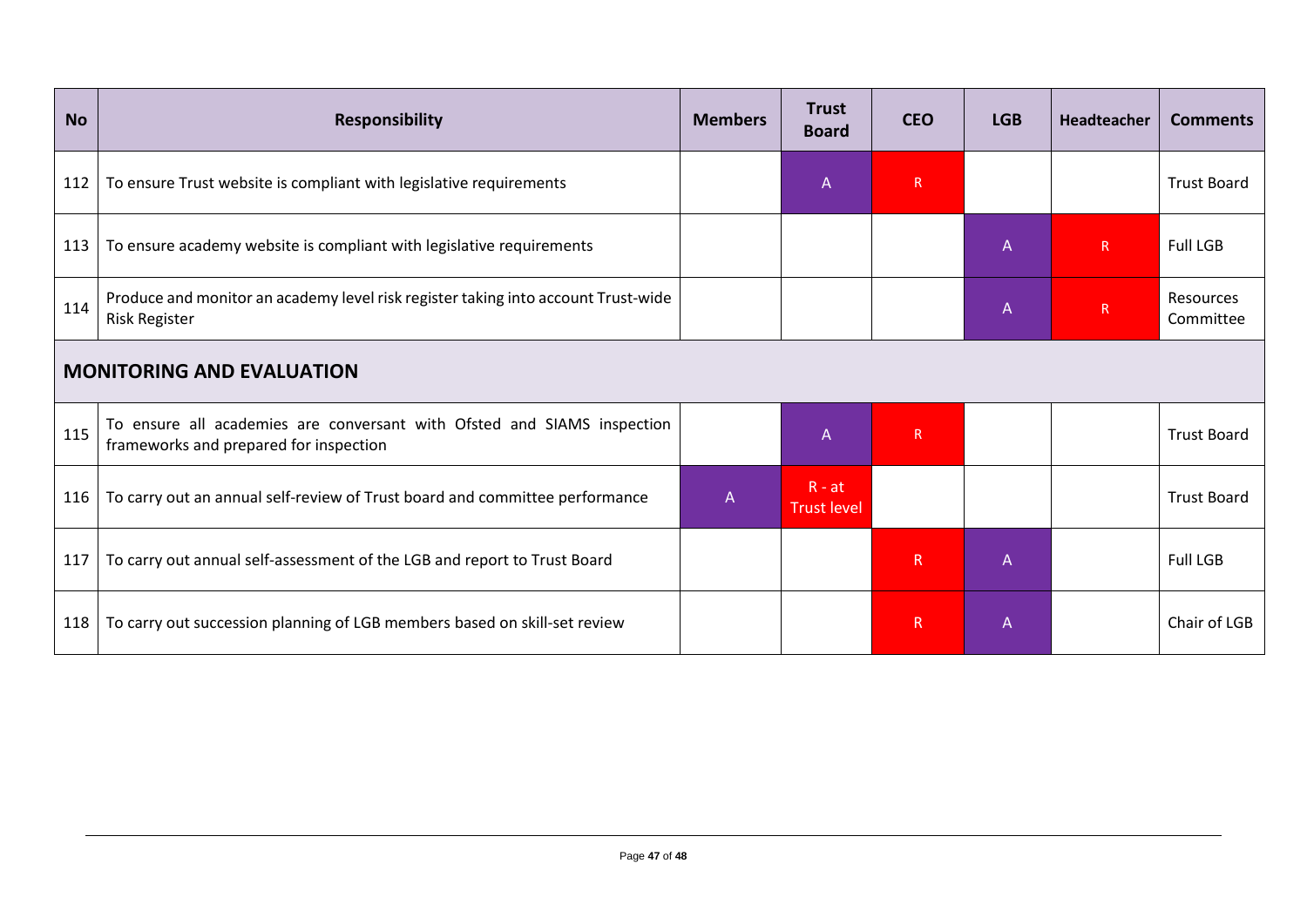| No | Responsibility | Members | Trust Board | CEO | LGB | Headteacher | Comments |
|---|---|---|---|---|---|---|---|
| 112 | To ensure Trust website is compliant with legislative requirements | | A | R | | | Trust Board |
| 113 | To ensure academy website is compliant with legislative requirements | | | | A | R | Full LGB |
| 114 | Produce and monitor an academy level risk register taking into account Trust-wide Risk Register | | | | A | R | Resources Committee |
| **MONITORING AND EVALUATION** | | | | | | | |
| 115 | To ensure all academies are conversant with Ofsted and SIAMS inspection frameworks and prepared for inspection | | A | R | | | Trust Board |
| 116 | To carry out an annual self-review of Trust board and committee performance | A | R - at Trust level | | | | Trust Board |
| 117 | To carry out annual self-assessment of the LGB and report to Trust Board | | | R | A | | Full LGB |
| 118 | To carry out succession planning of LGB members based on skill-set review | | | R | A | | Chair of LGB |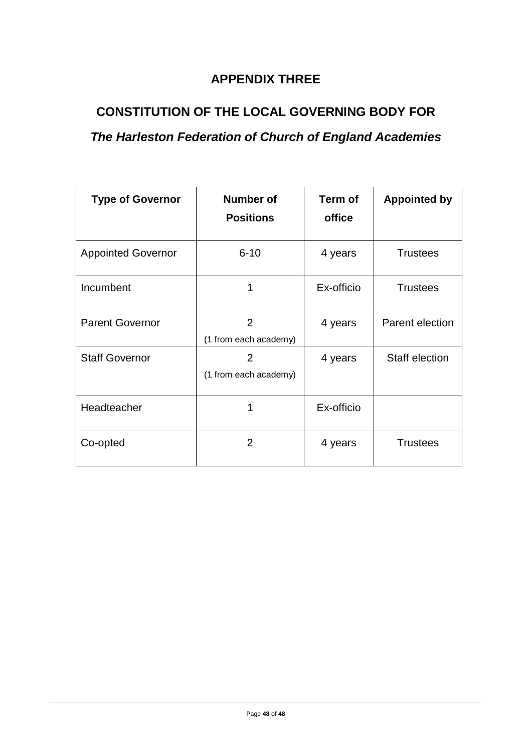## APPENDIX THREE

## CONSTITUTION OF THE LOCAL GOVERNING BODY FOR

## *The Harleston Federation of Church of England Academies*

| Type of Governor | Number of Positions | Term of office | Appointed by |
|---|---|---|---|
| Appointed Governor | 6-10 | 4 years | Trustees |
| Incumbent | 1 | Ex-officio | Trustees |
| Parent Governor | 2 (1 from each academy) | 4 years | Parent election |
| Staff Governor | 2 (1 from each academy) | 4 years | Staff election |
| Headteacher | 1 | Ex-officio | |
| Co-opted | 2 | 4 years | Trustees |